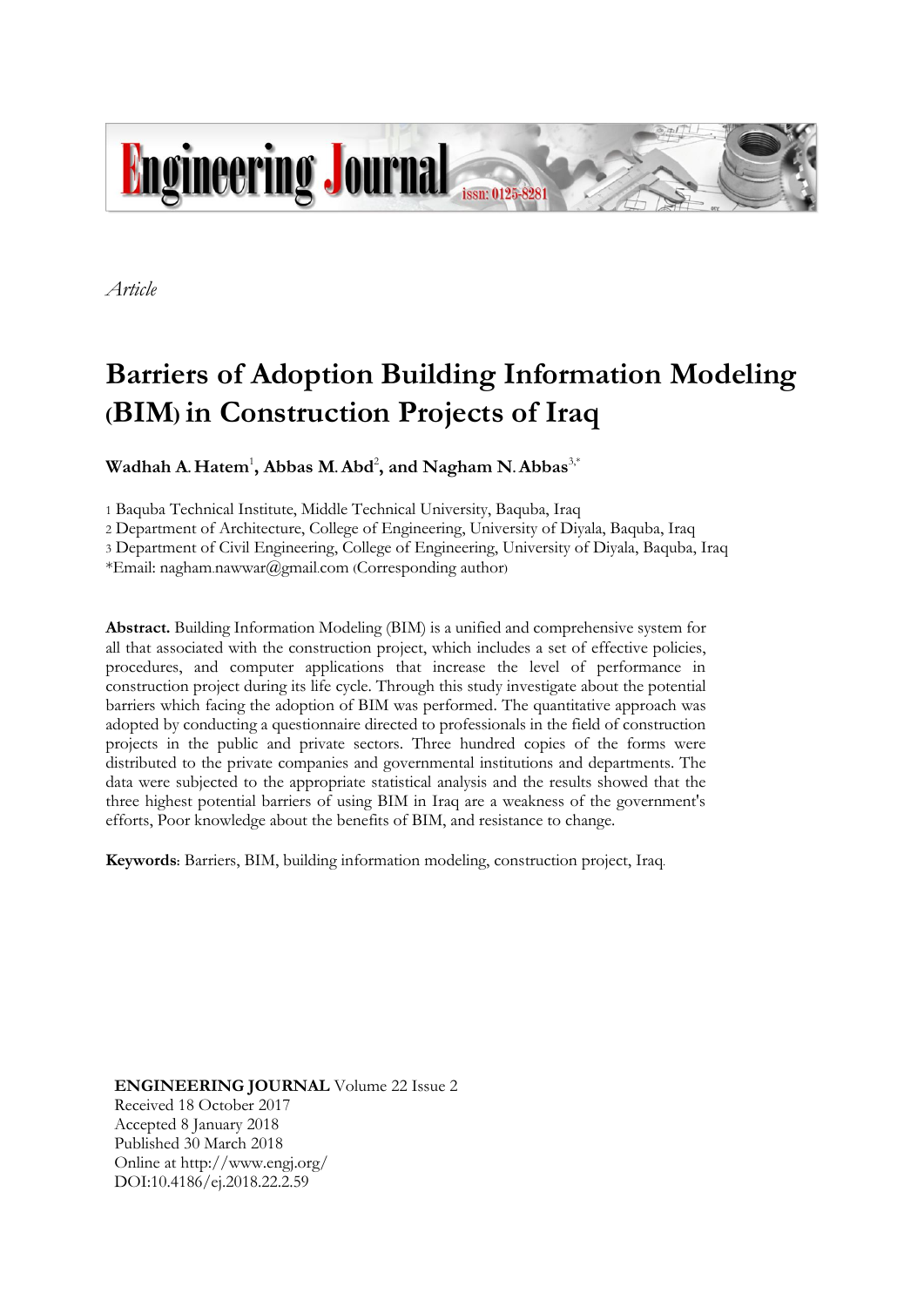*Article*

# Barriers of Adoption Building Information Modeling (BIM) in Construction Projects of Iraq

**Wadhah A. Hatem[1], Abbas M. Abd[2], and Nagham N. Abbas[3,*]**

1 Baquba Technical Institute, Middle Technical University, Baquba, Iraq
2 Department of Architecture, College of Engineering, University of Diyala, Baquba, Iraq
3 Department of Civil Engineering, College of Engineering, University of Diyala, Baquba, Iraq
*Email: nagham.nawwar@gmail.com (Corresponding author)

**Abstract.** Building Information Modeling (BIM) is a unified and comprehensive system for all that associated with the construction project, which includes a set of effective policies, procedures, and computer applications that increase the level of performance in construction project during its life cycle. Through this study investigate about the potential barriers which facing the adoption of BIM was performed. The quantitative approach was adopted by conducting a questionnaire directed to professionals in the field of construction projects in the public and private sectors. Three hundred copies of the forms were distributed to the private companies and governmental institutions and departments. The data were subjected to the appropriate statistical analysis and the results showed that the three highest potential barriers of using BIM in Iraq are a weakness of the government's efforts, Poor knowledge about the benefits of BIM, and resistance to change.

**Keywords**: Barriers, BIM, building information modeling, construction project, Iraq.

**ENGINEERING JOURNAL** Volume 22 Issue 2
Received 18 October 2017
Accepted 8 January 2018
Published 30 March 2018
Online at http://www.engj.org/
DOI:10.4186/ej.2018.22.2.59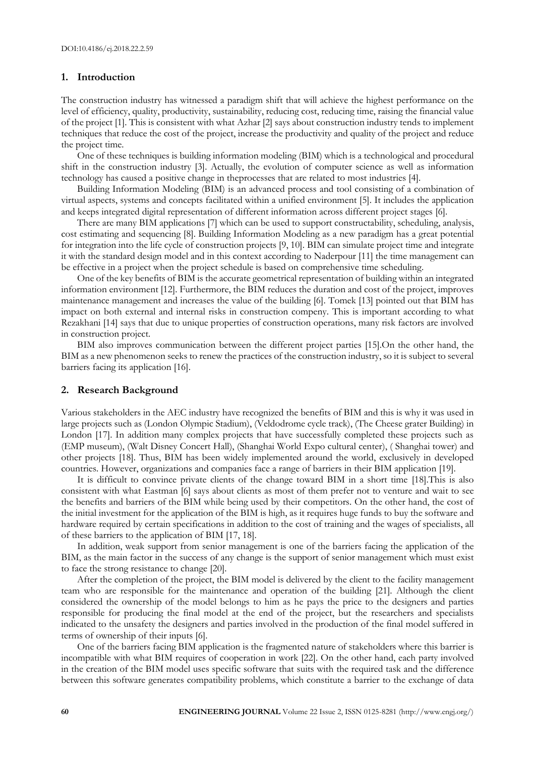## 1. Introduction

The construction industry has witnessed a paradigm shift that will achieve the highest performance on the level of efficiency, quality, productivity, sustainability, reducing cost, reducing time, raising the financial value of the project [1]. This is consistent with what Azhar [2] says about construction industry tends to implement techniques that reduce the cost of the project, increase the productivity and quality of the project and reduce the project time.

One of these techniques is building information modeling (BIM) which is a technological and procedural shift in the construction industry [3]. Actually, the evolution of computer science as well as information technology has caused a positive change in theprocesses that are related to most industries [4].

Building Information Modeling (BIM) is an advanced process and tool consisting of a combination of virtual aspects, systems and concepts facilitated within a unified environment [5]. It includes the application and keeps integrated digital representation of different information across different project stages [6].

There are many BIM applications [7] which can be used to support constructability, scheduling, analysis, cost estimating and sequencing [8]. Building Information Modeling as a new paradigm has a great potential for integration into the life cycle of construction projects [9, 10]. BIM can simulate project time and integrate it with the standard design model and in this context according to Naderpour [11] the time management can be effective in a project when the project schedule is based on comprehensive time scheduling.

One of the key benefits of BIM is the accurate geometrical representation of building within an integrated information environment [12]. Furthermore, the BIM reduces the duration and cost of the project, improves maintenance management and increases the value of the building [6]. Tomek [13] pointed out that BIM has impact on both external and internal risks in construction compeny. This is important according to what Rezakhani [14] says that due to unique properties of construction operations, many risk factors are involved in construction project.

BIM also improves communication between the different project parties [15].On the other hand, the BIM as a new phenomenon seeks to renew the practices of the construction industry, so it is subject to several barriers facing its application [16].

## 2. Research Background

Various stakeholders in the AEC industry have recognized the benefits of BIM and this is why it was used in large projects such as (London Olympic Stadium), (Veldodrome cycle track), (The Cheese grater Building) in London [17]. In addition many complex projects that have successfully completed these projects such as (EMP museum), (Walt Disney Concert Hall), (Shanghai World Expo cultural center), ( Shanghai tower) and other projects [18]. Thus, BIM has been widely implemented around the world, exclusively in developed countries. However, organizations and companies face a range of barriers in their BIM application [19].

It is difficult to convince private clients of the change toward BIM in a short time [18].This is also consistent with what Eastman [6] says about clients as most of them prefer not to venture and wait to see the benefits and barriers of the BIM while being used by their competitors. On the other hand, the cost of the initial investment for the application of the BIM is high, as it requires huge funds to buy the software and hardware required by certain specifications in addition to the cost of training and the wages of specialists, all of these barriers to the application of BIM [17, 18].

In addition, weak support from senior management is one of the barriers facing the application of the BIM, as the main factor in the success of any change is the support of senior management which must exist to face the strong resistance to change [20].

After the completion of the project, the BIM model is delivered by the client to the facility management team who are responsible for the maintenance and operation of the building [21]. Although the client considered the ownership of the model belongs to him as he pays the price to the designers and parties responsible for producing the final model at the end of the project, but the researchers and specialists indicated to the unsafety the designers and parties involved in the production of the final model suffered in terms of ownership of their inputs [6].

One of the barriers facing BIM application is the fragmented nature of stakeholders where this barrier is incompatible with what BIM requires of cooperation in work [22]. On the other hand, each party involved in the creation of the BIM model uses specific software that suits with the required task and the difference between this software generates compatibility problems, which constitute a barrier to the exchange of data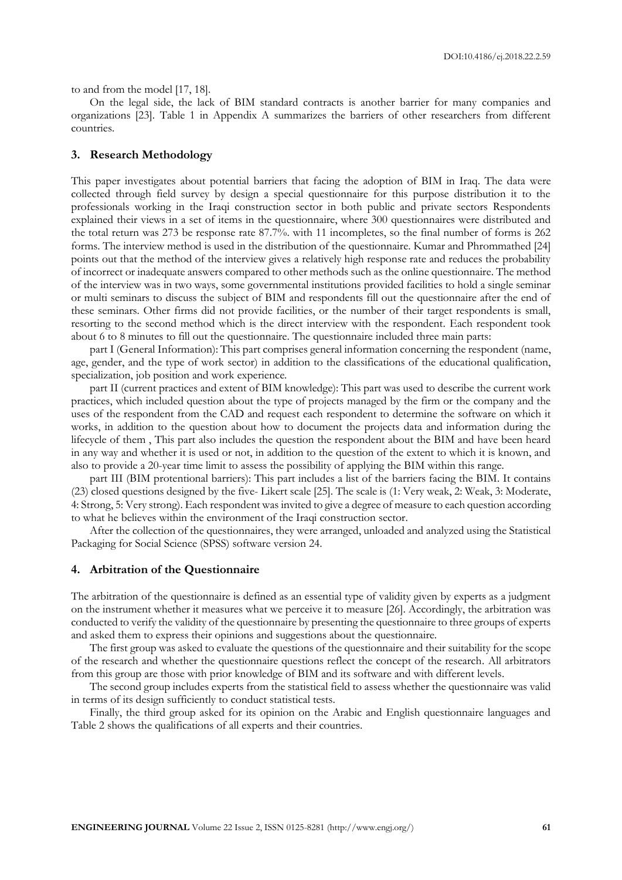to and from the model [17, 18].

On the legal side, the lack of BIM standard contracts is another barrier for many companies and organizations [23]. Table 1 in Appendix A summarizes the barriers of other researchers from different countries.

## 3. Research Methodology

This paper investigates about potential barriers that facing the adoption of BIM in Iraq. The data were collected through field survey by design a special questionnaire for this purpose distribution it to the professionals working in the Iraqi construction sector in both public and private sectors Respondents explained their views in a set of items in the questionnaire, where 300 questionnaires were distributed and the total return was 273 be response rate 87.7%. with 11 incompletes, so the final number of forms is 262 forms. The interview method is used in the distribution of the questionnaire. Kumar and Phrommathed [24] points out that the method of the interview gives a relatively high response rate and reduces the probability of incorrect or inadequate answers compared to other methods such as the online questionnaire. The method of the interview was in two ways, some governmental institutions provided facilities to hold a single seminar or multi seminars to discuss the subject of BIM and respondents fill out the questionnaire after the end of these seminars. Other firms did not provide facilities, or the number of their target respondents is small, resorting to the second method which is the direct interview with the respondent. Each respondent took about 6 to 8 minutes to fill out the questionnaire. The questionnaire included three main parts:

part I (General Information): This part comprises general information concerning the respondent (name, age, gender, and the type of work sector) in addition to the classifications of the educational qualification, specialization, job position and work experience.

part II (current practices and extent of BIM knowledge): This part was used to describe the current work practices, which included question about the type of projects managed by the firm or the company and the uses of the respondent from the CAD and request each respondent to determine the software on which it works, in addition to the question about how to document the projects data and information during the lifecycle of them , This part also includes the question the respondent about the BIM and have been heard in any way and whether it is used or not, in addition to the question of the extent to which it is known, and also to provide a 20-year time limit to assess the possibility of applying the BIM within this range.

part III (BIM protentional barriers): This part includes a list of the barriers facing the BIM. It contains (23) closed questions designed by the five- Likert scale [25]. The scale is (1: Very weak, 2: Weak, 3: Moderate, 4: Strong, 5: Very strong). Each respondent was invited to give a degree of measure to each question according to what he believes within the environment of the Iraqi construction sector.

After the collection of the questionnaires, they were arranged, unloaded and analyzed using the Statistical Packaging for Social Science (SPSS) software version 24.

## 4. Arbitration of the Questionnaire

The arbitration of the questionnaire is defined as an essential type of validity given by experts as a judgment on the instrument whether it measures what we perceive it to measure [26]. Accordingly, the arbitration was conducted to verify the validity of the questionnaire by presenting the questionnaire to three groups of experts and asked them to express their opinions and suggestions about the questionnaire.

The first group was asked to evaluate the questions of the questionnaire and their suitability for the scope of the research and whether the questionnaire questions reflect the concept of the research. All arbitrators from this group are those with prior knowledge of BIM and its software and with different levels.

The second group includes experts from the statistical field to assess whether the questionnaire was valid in terms of its design sufficiently to conduct statistical tests.

Finally, the third group asked for its opinion on the Arabic and English questionnaire languages and Table 2 shows the qualifications of all experts and their countries.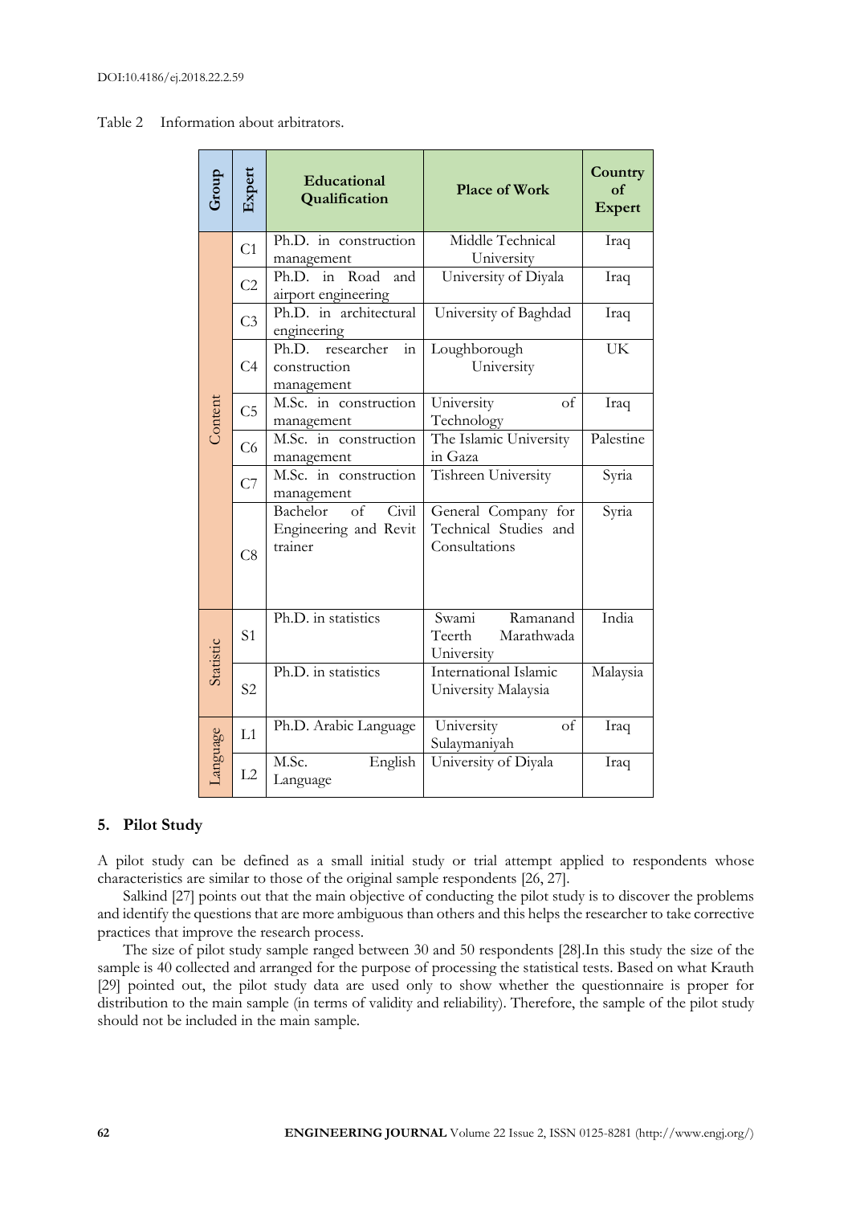Table 2 Information about arbitrators.

| Group | Expert | Educational Qualification | Place of Work | Country of Expert |
|---|---|---|---|---|
| Content | C1 | Ph.D. in construction management | Middle Technical University | Iraq |
| | C2 | Ph.D. in Road and airport engineering | University of Diyala | Iraq |
| | C3 | Ph.D. in architectural engineering | University of Baghdad | Iraq |
| | C4 | Ph.D. researcher in construction management | Loughborough University | UK |
| | C5 | M.Sc. in construction management | University of Technology | Iraq |
| | C6 | M.Sc. in construction management | The Islamic University in Gaza | Palestine |
| | C7 | M.Sc. in construction management | Tishreen University | Syria |
| | C8 | Bachelor of Civil Engineering and Revit trainer | General Company for Technical Studies and Consultations | Syria |
| Statistic | S1 | Ph.D. in statistics | Swami Ramanand Teerth Marathwada University | India |
| | S2 | Ph.D. in statistics | International Islamic University Malaysia | Malaysia |
| Language | L1 | Ph.D. Arabic Language | University of Sulaymaniyah | Iraq |
| | L2 | M.Sc. English Language | University of Diyala | Iraq |

## 5. Pilot Study

A pilot study can be defined as a small initial study or trial attempt applied to respondents whose characteristics are similar to those of the original sample respondents [26, 27].

Salkind [27] points out that the main objective of conducting the pilot study is to discover the problems and identify the questions that are more ambiguous than others and this helps the researcher to take corrective practices that improve the research process.

The size of pilot study sample ranged between 30 and 50 respondents [28].In this study the size of the sample is 40 collected and arranged for the purpose of processing the statistical tests. Based on what Krauth [29] pointed out, the pilot study data are used only to show whether the questionnaire is proper for distribution to the main sample (in terms of validity and reliability). Therefore, the sample of the pilot study should not be included in the main sample.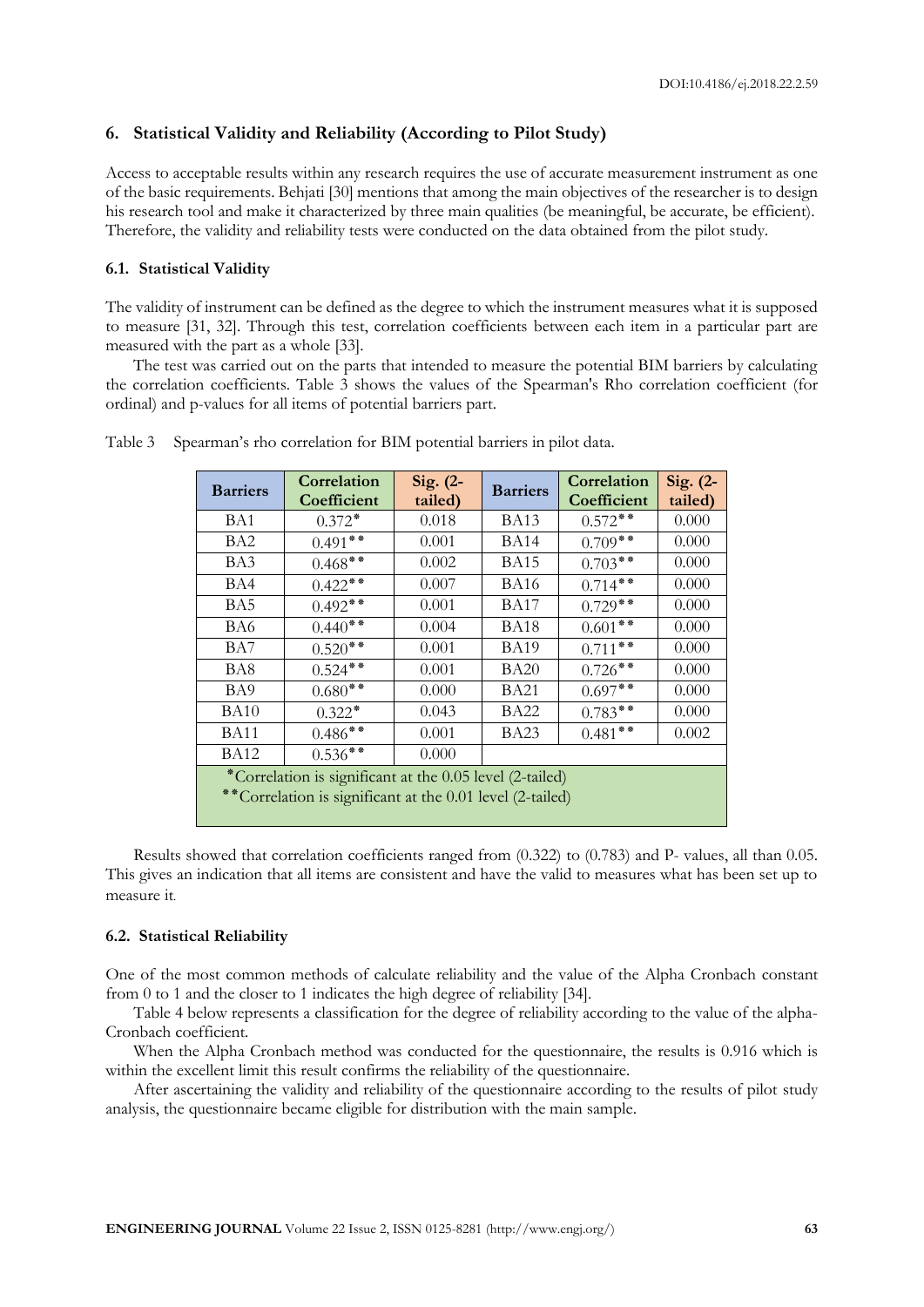## 6. Statistical Validity and Reliability (According to Pilot Study)

Access to acceptable results within any research requires the use of accurate measurement instrument as one of the basic requirements. Behjati [30] mentions that among the main objectives of the researcher is to design his research tool and make it characterized by three main qualities (be meaningful, be accurate, be efficient). Therefore, the validity and reliability tests were conducted on the data obtained from the pilot study.

### 6.1. Statistical Validity

The validity of instrument can be defined as the degree to which the instrument measures what it is supposed to measure [31, 32]. Through this test, correlation coefficients between each item in a particular part are measured with the part as a whole [33].

The test was carried out on the parts that intended to measure the potential BIM barriers by calculating the correlation coefficients. Table 3 shows the values of the Spearman's Rho correlation coefficient (for ordinal) and p-values for all items of potential barriers part.

Table 3 Spearman's rho correlation for BIM potential barriers in pilot data.

| Barriers | Correlation Coefficient | Sig. (2-tailed) | Barriers | Correlation Coefficient | Sig. (2-tailed) |
|---|---|---|---|---|---|
| BA1 | 0.372* | 0.018 | BA13 | 0.572** | 0.000 |
| BA2 | 0.491** | 0.001 | BA14 | 0.709** | 0.000 |
| BA3 | 0.468** | 0.002 | BA15 | 0.703** | 0.000 |
| BA4 | 0.422** | 0.007 | BA16 | 0.714** | 0.000 |
| BA5 | 0.492** | 0.001 | BA17 | 0.729** | 0.000 |
| BA6 | 0.440** | 0.004 | BA18 | 0.601** | 0.000 |
| BA7 | 0.520** | 0.001 | BA19 | 0.711** | 0.000 |
| BA8 | 0.524** | 0.001 | BA20 | 0.726** | 0.000 |
| BA9 | 0.680** | 0.000 | BA21 | 0.697** | 0.000 |
| BA10 | 0.322* | 0.043 | BA22 | 0.783** | 0.000 |
| BA11 | 0.486** | 0.001 | BA23 | 0.481** | 0.002 |
| BA12 | 0.536** | 0.000 | | | |

*Correlation is significant at the 0.05 level (2-tailed)
**Correlation is significant at the 0.01 level (2-tailed)

Results showed that correlation coefficients ranged from (0.322) to (0.783) and P- values, all than 0.05. This gives an indication that all items are consistent and have the valid to measures what has been set up to measure it.

### 6.2. Statistical Reliability

One of the most common methods of calculate reliability and the value of the Alpha Cronbach constant from 0 to 1 and the closer to 1 indicates the high degree of reliability [34].

Table 4 below represents a classification for the degree of reliability according to the value of the alpha-Cronbach coefficient.

When the Alpha Cronbach method was conducted for the questionnaire, the results is 0.916 which is within the excellent limit this result confirms the reliability of the questionnaire.

After ascertaining the validity and reliability of the questionnaire according to the results of pilot study analysis, the questionnaire became eligible for distribution with the main sample.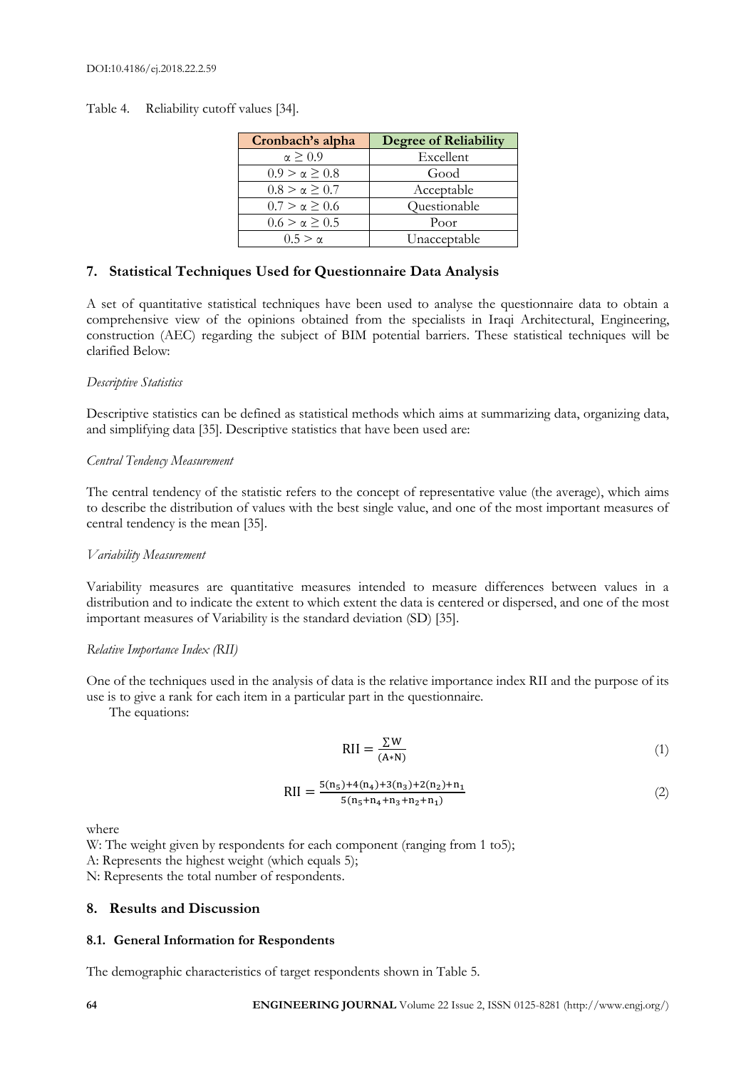Table 4. Reliability cutoff values [34].

| Cronbach's alpha | Degree of Reliability |
|---|---|
| $\alpha \geq 0.9$ | Excellent |
| $0.9 > \alpha \geq 0.8$ | Good |
| $0.8 > \alpha \geq 0.7$ | Acceptable |
| $0.7 > \alpha \geq 0.6$ | Questionable |
| $0.6 > \alpha \geq 0.5$ | Poor |
| $0.5 > \alpha$ | Unacceptable |

## 7. Statistical Techniques Used for Questionnaire Data Analysis

A set of quantitative statistical techniques have been used to analyse the questionnaire data to obtain a comprehensive view of the opinions obtained from the specialists in Iraqi Architectural, Engineering, construction (AEC) regarding the subject of BIM potential barriers. These statistical techniques will be clarified Below:

*Descriptive Statistics*

Descriptive statistics can be defined as statistical methods which aims at summarizing data, organizing data, and simplifying data [35]. Descriptive statistics that have been used are:

*Central Tendency Measurement*

The central tendency of the statistic refers to the concept of representative value (the average), which aims to describe the distribution of values with the best single value, and one of the most important measures of central tendency is the mean [35].

*Variability Measurement*

Variability measures are quantitative measures intended to measure differences between values in a distribution and to indicate the extent to which extent the data is centered or dispersed, and one of the most important measures of Variability is the standard deviation (SD) [35].

*Relative Importance Index (RII)*

One of the techniques used in the analysis of data is the relative importance index RII and the purpose of its use is to give a rank for each item in a particular part in the questionnaire.

The equations:

$$\mathrm{RII} = \frac{\Sigma \mathrm{W}}{(\mathrm{A}*\mathrm{N})} \tag{1}$$

$$\mathrm{RII} = \frac{5(n_5)+4(n_4)+3(n_3)+2(n_2)+n_1}{5(n_5+n_4+n_3+n_2+n_1)} \tag{2}$$

where

W: The weight given by respondents for each component (ranging from 1 to5);

A: Represents the highest weight (which equals 5);

N: Represents the total number of respondents.

## 8. Results and Discussion

### 8.1. General Information for Respondents

The demographic characteristics of target respondents shown in Table 5.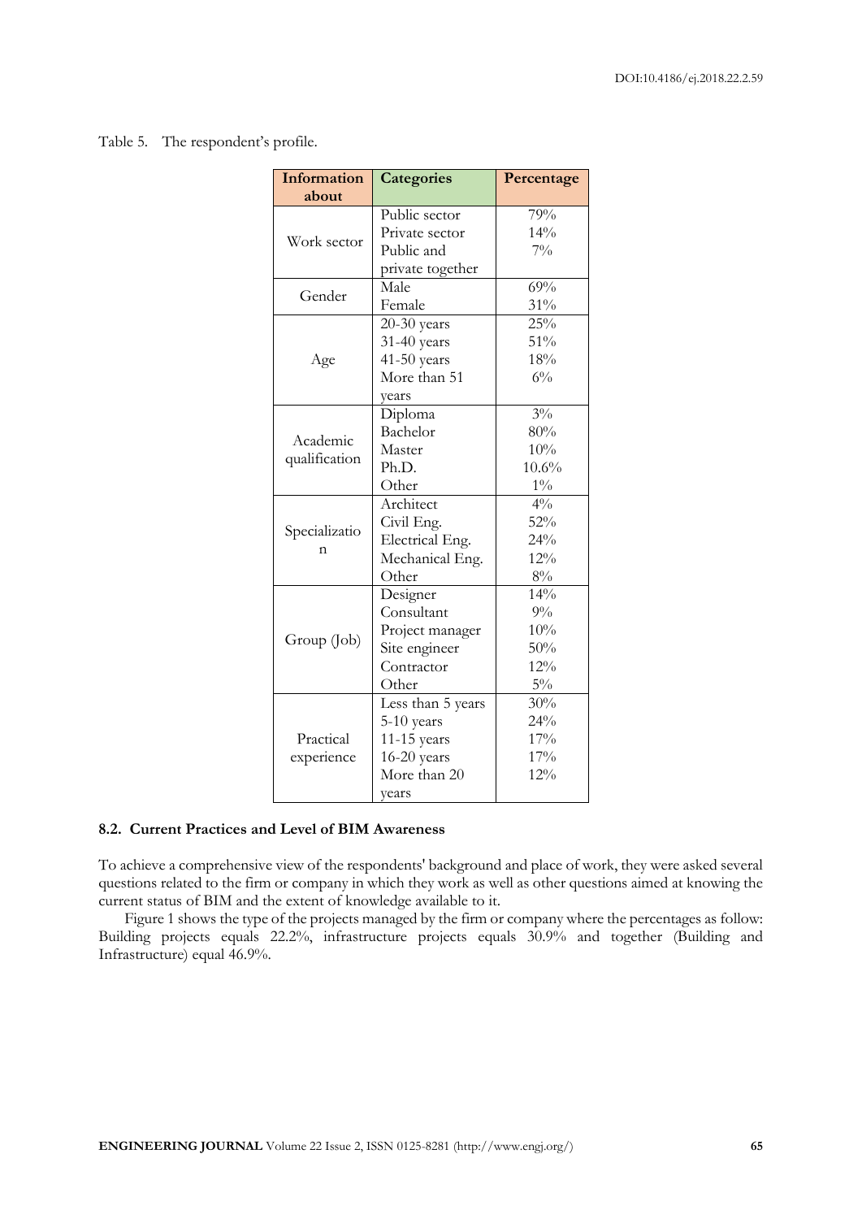Table 5. The respondent's profile.

| Information about | Categories | Percentage |
|---|---|---|
| Work sector | Public sector | 79% |
| | Private sector | 14% |
| | Public and private together | 7% |
| Gender | Male | 69% |
| | Female | 31% |
| Age | 20-30 years | 25% |
| | 31-40 years | 51% |
| | 41-50 years | 18% |
| | More than 51 years | 6% |
| Academic qualification | Diploma | 3% |
| | Bachelor | 80% |
| | Master | 10% |
| | Ph.D. | 10.6% |
| | Other | 1% |
| Specialization | Architect | 4% |
| | Civil Eng. | 52% |
| | Electrical Eng. | 24% |
| | Mechanical Eng. | 12% |
| | Other | 8% |
| Group (Job) | Designer | 14% |
| | Consultant | 9% |
| | Project manager | 10% |
| | Site engineer | 50% |
| | Contractor | 12% |
| | Other | 5% |
| Practical experience | Less than 5 years | 30% |
| | 5-10 years | 24% |
| | 11-15 years | 17% |
| | 16-20 years | 17% |
| | More than 20 years | 12% |

### 8.2. Current Practices and Level of BIM Awareness

To achieve a comprehensive view of the respondents' background and place of work, they were asked several questions related to the firm or company in which they work as well as other questions aimed at knowing the current status of BIM and the extent of knowledge available to it.

Figure 1 shows the type of the projects managed by the firm or company where the percentages as follow: Building projects equals 22.2%, infrastructure projects equals 30.9% and together (Building and Infrastructure) equal 46.9%.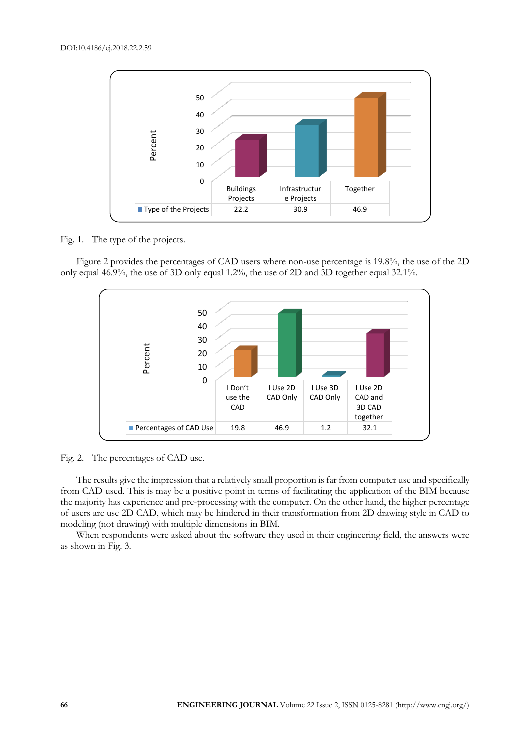| | Buildings Projects | Infrastructure Projects | Together |
|---|---|---|---|
| Type of the Projects | 22.2 | 30.9 | 46.9 |

Fig. 1. The type of the projects.

Figure 2 provides the percentages of CAD users where non-use percentage is 19.8%, the use of the 2D only equal 46.9%, the use of 3D only equal 1.2%, the use of 2D and 3D together equal 32.1%.

| | I Don't use the CAD | I Use 2D CAD Only | I Use 3D CAD Only | I Use 2D CAD and 3D CAD together |
|---|---|---|---|---|
| Percentages of CAD Use | 19.8 | 46.9 | 1.2 | 32.1 |

Fig. 2. The percentages of CAD use.

The results give the impression that a relatively small proportion is far from computer use and specifically from CAD used. This is may be a positive point in terms of facilitating the application of the BIM because the majority has experience and pre-processing with the computer. On the other hand, the higher percentage of users are use 2D CAD, which may be hindered in their transformation from 2D drawing style in CAD to modeling (not drawing) with multiple dimensions in BIM.

When respondents were asked about the software they used in their engineering field, the answers were as shown in Fig. 3.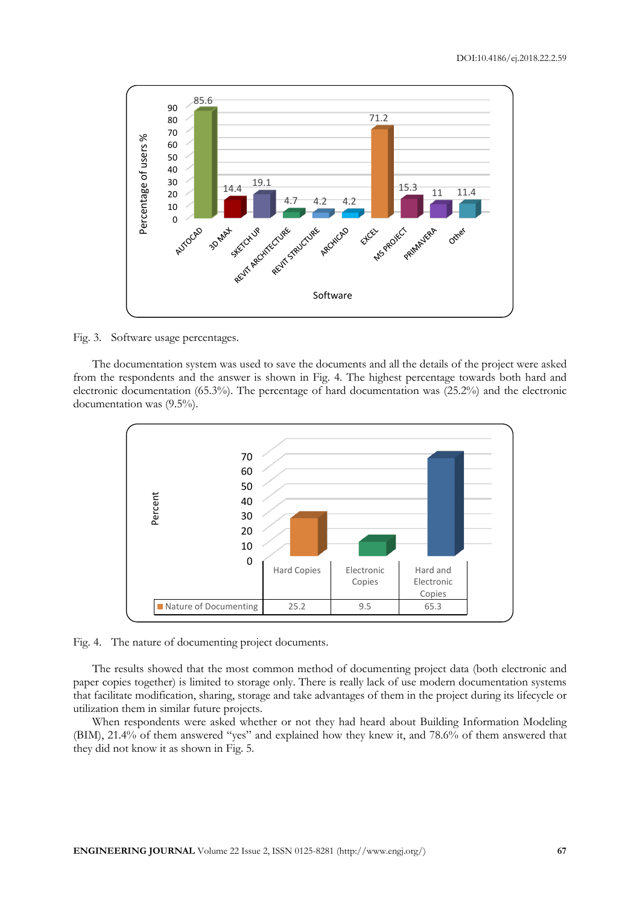Fig. 3. Software usage percentages.

The documentation system was used to save the documents and all the details of the project were asked from the respondents and the answer is shown in Fig. 4. The highest percentage towards both hard and electronic documentation (65.3%). The percentage of hard documentation was (25.2%) and the electronic documentation was (9.5%).

Fig. 4. The nature of documenting project documents.

The results showed that the most common method of documenting project data (both electronic and paper copies together) is limited to storage only. There is really lack of use modern documentation systems that facilitate modification, sharing, storage and take advantages of them in the project during its lifecycle or utilization them in similar future projects.

When respondents were asked whether or not they had heard about Building Information Modeling (BIM), 21.4% of them answered "yes" and explained how they knew it, and 78.6% of them answered that they did not know it as shown in Fig. 5.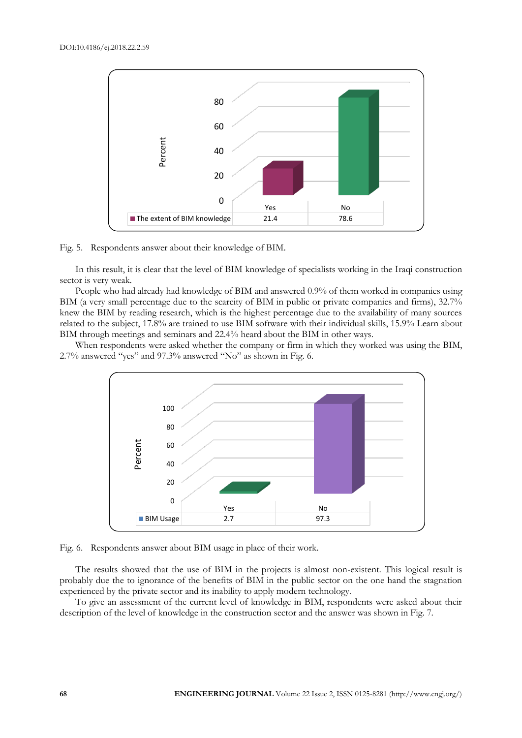| | Yes | No |
|---|---|---|
| The extent of BIM knowledge | 21.4 | 78.6 |

Fig. 5. Respondents answer about their knowledge of BIM.

In this result, it is clear that the level of BIM knowledge of specialists working in the Iraqi construction sector is very weak.

People who had already had knowledge of BIM and answered 0.9% of them worked in companies using BIM (a very small percentage due to the scarcity of BIM in public or private companies and firms), 32.7% knew the BIM by reading research, which is the highest percentage due to the availability of many sources related to the subject, 17.8% are trained to use BIM software with their individual skills, 15.9% Learn about BIM through meetings and seminars and 22.4% heard about the BIM in other ways.

When respondents were asked whether the company or firm in which they worked was using the BIM, 2.7% answered "yes" and 97.3% answered "No" as shown in Fig. 6.

| | Yes | No |
|---|---|---|
| BIM Usage | 2.7 | 97.3 |

Fig. 6. Respondents answer about BIM usage in place of their work.

The results showed that the use of BIM in the projects is almost non-existent. This logical result is probably due the to ignorance of the benefits of BIM in the public sector on the one hand the stagnation experienced by the private sector and its inability to apply modern technology.

To give an assessment of the current level of knowledge in BIM, respondents were asked about their description of the level of knowledge in the construction sector and the answer was shown in Fig. 7.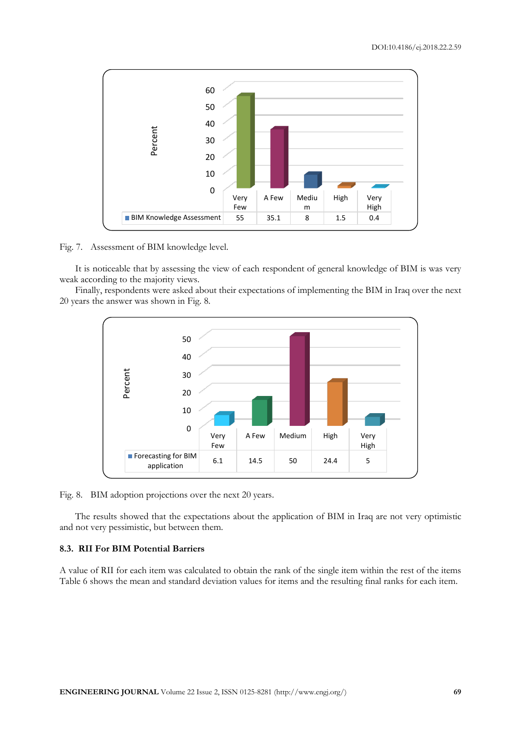| | Very Few | A Few | Medium | High | Very High |
|---|---|---|---|---|---|
| BIM Knowledge Assessment | 55 | 35.1 | 8 | 1.5 | 0.4 |

Fig. 7. Assessment of BIM knowledge level.

It is noticeable that by assessing the view of each respondent of general knowledge of BIM is was very weak according to the majority views.

Finally, respondents were asked about their expectations of implementing the BIM in Iraq over the next 20 years the answer was shown in Fig. 8.

| | Very Few | A Few | Medium | High | Very High |
|---|---|---|---|---|---|
| Forecasting for BIM application | 6.1 | 14.5 | 50 | 24.4 | 5 |

Fig. 8. BIM adoption projections over the next 20 years.

The results showed that the expectations about the application of BIM in Iraq are not very optimistic and not very pessimistic, but between them.

### 8.3. RII For BIM Potential Barriers

A value of RII for each item was calculated to obtain the rank of the single item within the rest of the items Table 6 shows the mean and standard deviation values for items and the resulting final ranks for each item.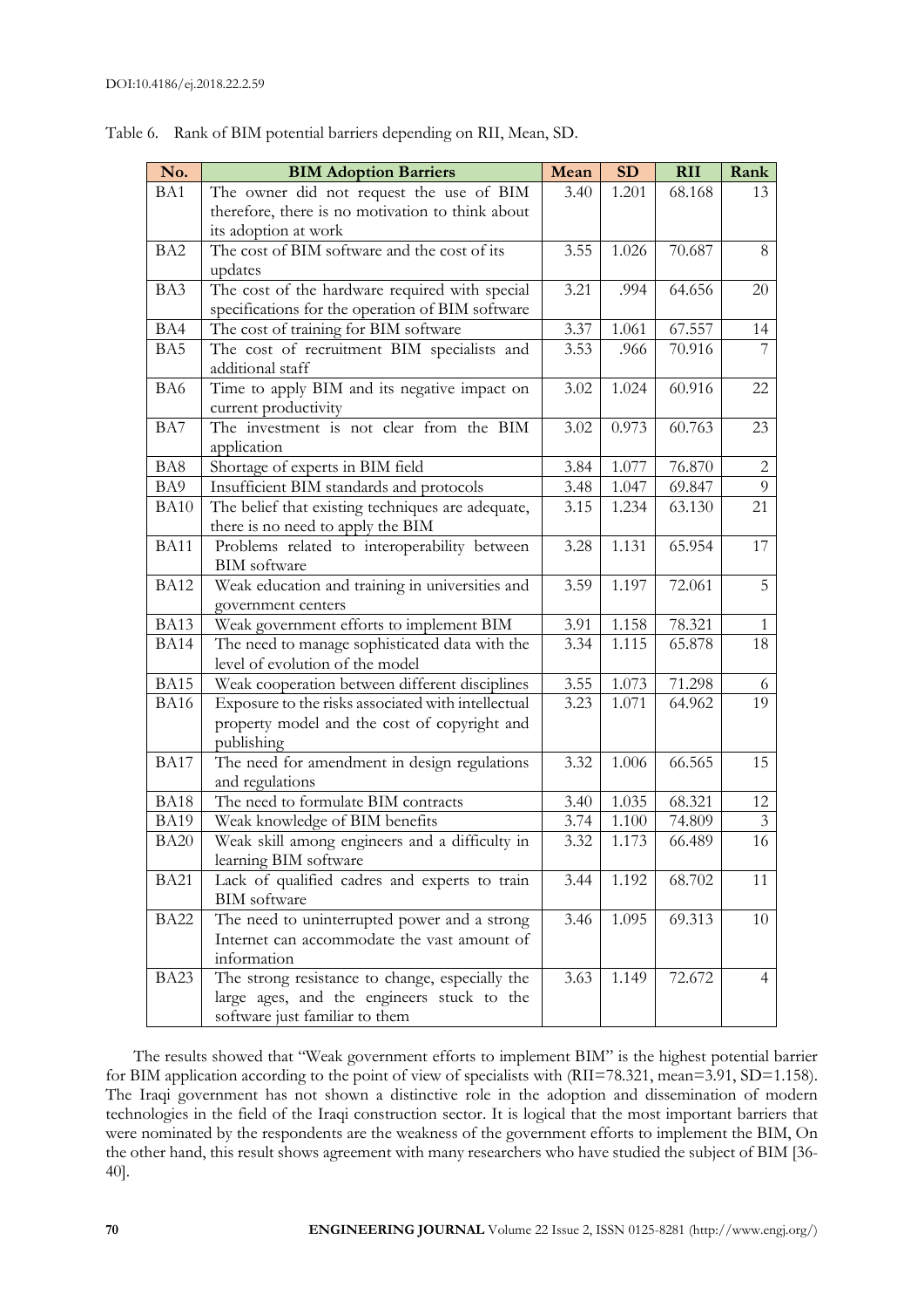Table 6. Rank of BIM potential barriers depending on RII, Mean, SD.

| No. | BIM Adoption Barriers | Mean | SD | RII | Rank |
|---|---|---|---|---|---|
| BA1 | The owner did not request the use of BIM therefore, there is no motivation to think about its adoption at work | 3.40 | 1.201 | 68.168 | 13 |
| BA2 | The cost of BIM software and the cost of its updates | 3.55 | 1.026 | 70.687 | 8 |
| BA3 | The cost of the hardware required with special specifications for the operation of BIM software | 3.21 | .994 | 64.656 | 20 |
| BA4 | The cost of training for BIM software | 3.37 | 1.061 | 67.557 | 14 |
| BA5 | The cost of recruitment BIM specialists and additional staff | 3.53 | .966 | 70.916 | 7 |
| BA6 | Time to apply BIM and its negative impact on current productivity | 3.02 | 1.024 | 60.916 | 22 |
| BA7 | The investment is not clear from the BIM application | 3.02 | 0.973 | 60.763 | 23 |
| BA8 | Shortage of experts in BIM field | 3.84 | 1.077 | 76.870 | 2 |
| BA9 | Insufficient BIM standards and protocols | 3.48 | 1.047 | 69.847 | 9 |
| BA10 | The belief that existing techniques are adequate, there is no need to apply the BIM | 3.15 | 1.234 | 63.130 | 21 |
| BA11 | Problems related to interoperability between BIM software | 3.28 | 1.131 | 65.954 | 17 |
| BA12 | Weak education and training in universities and government centers | 3.59 | 1.197 | 72.061 | 5 |
| BA13 | Weak government efforts to implement BIM | 3.91 | 1.158 | 78.321 | 1 |
| BA14 | The need to manage sophisticated data with the level of evolution of the model | 3.34 | 1.115 | 65.878 | 18 |
| BA15 | Weak cooperation between different disciplines | 3.55 | 1.073 | 71.298 | 6 |
| BA16 | Exposure to the risks associated with intellectual property model and the cost of copyright and publishing | 3.23 | 1.071 | 64.962 | 19 |
| BA17 | The need for amendment in design regulations and regulations | 3.32 | 1.006 | 66.565 | 15 |
| BA18 | The need to formulate BIM contracts | 3.40 | 1.035 | 68.321 | 12 |
| BA19 | Weak knowledge of BIM benefits | 3.74 | 1.100 | 74.809 | 3 |
| BA20 | Weak skill among engineers and a difficulty in learning BIM software | 3.32 | 1.173 | 66.489 | 16 |
| BA21 | Lack of qualified cadres and experts to train BIM software | 3.44 | 1.192 | 68.702 | 11 |
| BA22 | The need to uninterrupted power and a strong Internet can accommodate the vast amount of information | 3.46 | 1.095 | 69.313 | 10 |
| BA23 | The strong resistance to change, especially the large ages, and the engineers stuck to the software just familiar to them | 3.63 | 1.149 | 72.672 | 4 |

The results showed that "Weak government efforts to implement BIM" is the highest potential barrier for BIM application according to the point of view of specialists with (RII=78.321, mean=3.91, SD=1.158). The Iraqi government has not shown a distinctive role in the adoption and dissemination of modern technologies in the field of the Iraqi construction sector. It is logical that the most important barriers that were nominated by the respondents are the weakness of the government efforts to implement the BIM, On the other hand, this result shows agreement with many researchers who have studied the subject of BIM [36-40].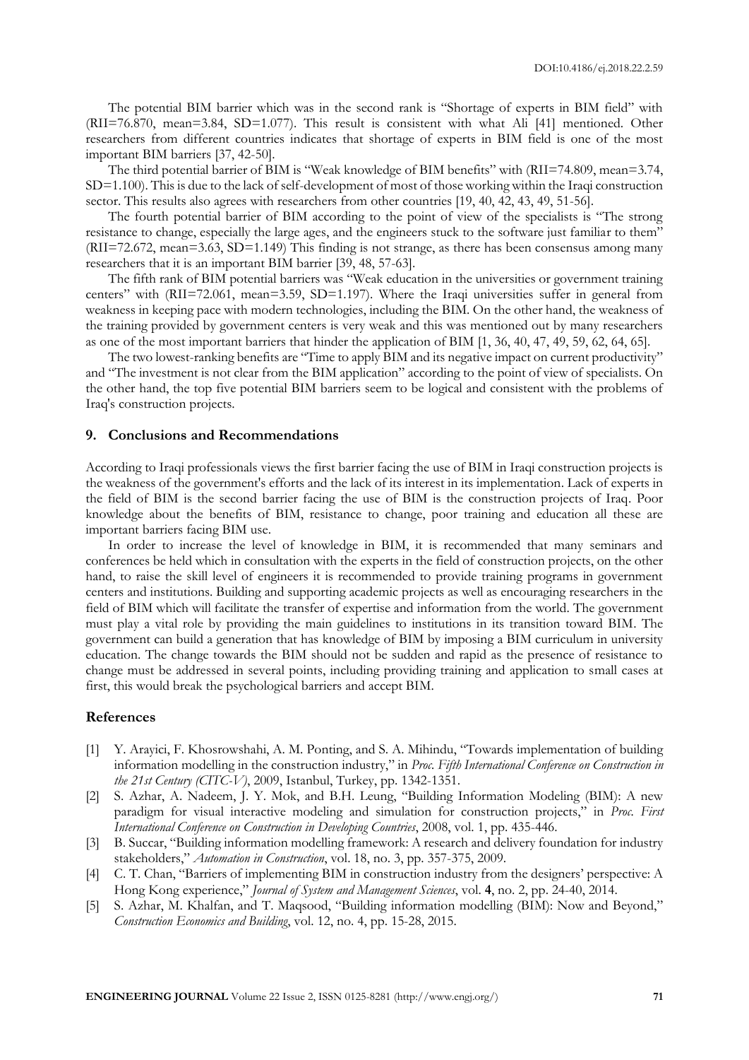The potential BIM barrier which was in the second rank is "Shortage of experts in BIM field" with (RII=76.870, mean=3.84, SD=1.077). This result is consistent with what Ali [41] mentioned. Other researchers from different countries indicates that shortage of experts in BIM field is one of the most important BIM barriers [37, 42-50].

The third potential barrier of BIM is "Weak knowledge of BIM benefits" with (RII=74.809, mean=3.74, SD=1.100). This is due to the lack of self-development of most of those working within the Iraqi construction sector. This results also agrees with researchers from other countries [19, 40, 42, 43, 49, 51-56].

The fourth potential barrier of BIM according to the point of view of the specialists is "The strong resistance to change, especially the large ages, and the engineers stuck to the software just familiar to them" (RII=72.672, mean=3.63, SD=1.149) This finding is not strange, as there has been consensus among many researchers that it is an important BIM barrier [39, 48, 57-63].

The fifth rank of BIM potential barriers was "Weak education in the universities or government training centers" with (RII=72.061, mean=3.59, SD=1.197). Where the Iraqi universities suffer in general from weakness in keeping pace with modern technologies, including the BIM. On the other hand, the weakness of the training provided by government centers is very weak and this was mentioned out by many researchers as one of the most important barriers that hinder the application of BIM [1, 36, 40, 47, 49, 59, 62, 64, 65].

The two lowest-ranking benefits are "Time to apply BIM and its negative impact on current productivity" and "The investment is not clear from the BIM application" according to the point of view of specialists. On the other hand, the top five potential BIM barriers seem to be logical and consistent with the problems of Iraq's construction projects.

## 9. Conclusions and Recommendations

According to Iraqi professionals views the first barrier facing the use of BIM in Iraqi construction projects is the weakness of the government's efforts and the lack of its interest in its implementation. Lack of experts in the field of BIM is the second barrier facing the use of BIM is the construction projects of Iraq. Poor knowledge about the benefits of BIM, resistance to change, poor training and education all these are important barriers facing BIM use.

In order to increase the level of knowledge in BIM, it is recommended that many seminars and conferences be held which in consultation with the experts in the field of construction projects, on the other hand, to raise the skill level of engineers it is recommended to provide training programs in government centers and institutions. Building and supporting academic projects as well as encouraging researchers in the field of BIM which will facilitate the transfer of expertise and information from the world. The government must play a vital role by providing the main guidelines to institutions in its transition toward BIM. The government can build a generation that has knowledge of BIM by imposing a BIM curriculum in university education. The change towards the BIM should not be sudden and rapid as the presence of resistance to change must be addressed in several points, including providing training and application to small cases at first, this would break the psychological barriers and accept BIM.

## References

[1] Y. Arayici, F. Khosrowshahi, A. M. Ponting, and S. A. Mihindu, "Towards implementation of building information modelling in the construction industry," in *Proc. Fifth International Conference on Construction in the 21st Century (CITC-V)*, 2009, Istanbul, Turkey, pp. 1342-1351.

[2] S. Azhar, A. Nadeem, J. Y. Mok, and B.H. Leung, "Building Information Modeling (BIM): A new paradigm for visual interactive modeling and simulation for construction projects," in *Proc. First International Conference on Construction in Developing Countries*, 2008, vol. 1, pp. 435-446.

[3] B. Succar, "Building information modelling framework: A research and delivery foundation for industry stakeholders," *Automation in Construction*, vol. 18, no. 3, pp. 357-375, 2009.

[4] C. T. Chan, "Barriers of implementing BIM in construction industry from the designers' perspective: A Hong Kong experience," *Journal of System and Management Sciences*, vol. **4**, no. 2, pp. 24-40, 2014.

[5] S. Azhar, M. Khalfan, and T. Maqsood, "Building information modelling (BIM): Now and Beyond," *Construction Economics and Building*, vol. 12, no. 4, pp. 15-28, 2015.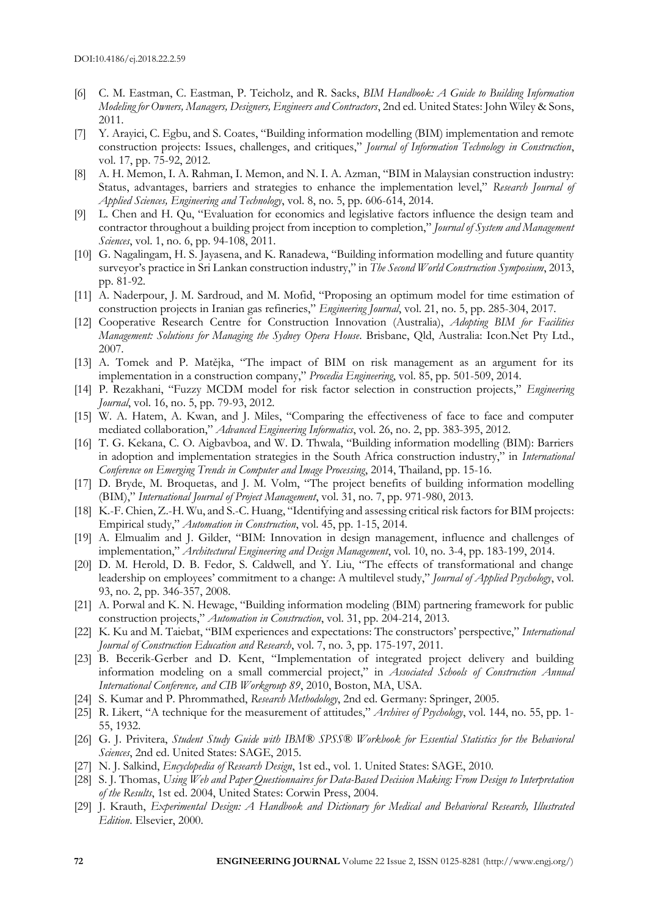[6] C. M. Eastman, C. Eastman, P. Teicholz, and R. Sacks, *BIM Handbook: A Guide to Building Information Modeling for Owners, Managers, Designers, Engineers and Contractors*, 2nd ed. United States: John Wiley & Sons, 2011.

[7] Y. Arayici, C. Egbu, and S. Coates, "Building information modelling (BIM) implementation and remote construction projects: Issues, challenges, and critiques," *Journal of Information Technology in Construction*, vol. 17, pp. 75-92, 2012.

[8] A. H. Memon, I. A. Rahman, I. Memon, and N. I. A. Azman, "BIM in Malaysian construction industry: Status, advantages, barriers and strategies to enhance the implementation level," *Research Journal of Applied Sciences, Engineering and Technology*, vol. 8, no. 5, pp. 606-614, 2014.

[9] L. Chen and H. Qu, "Evaluation for economics and legislative factors influence the design team and contractor throughout a building project from inception to completion," *Journal of System and Management Sciences*, vol. 1, no. 6, pp. 94-108, 2011.

[10] G. Nagalingam, H. S. Jayasena, and K. Ranadewa, "Building information modelling and future quantity surveyor's practice in Sri Lankan construction industry," in *The Second World Construction Symposium*, 2013, pp. 81-92.

[11] A. Naderpour, J. M. Sardroud, and M. Mofid, "Proposing an optimum model for time estimation of construction projects in Iranian gas refineries," *Engineering Journal*, vol. 21, no. 5, pp. 285-304, 2017.

[12] Cooperative Research Centre for Construction Innovation (Australia), *Adopting BIM for Facilities Management: Solutions for Managing the Sydney Opera House*. Brisbane, Qld, Australia: Icon.Net Pty Ltd., 2007.

[13] A. Tomek and P. Matějka, "The impact of BIM on risk management as an argument for its implementation in a construction company," *Procedia Engineering*, vol. 85, pp. 501-509, 2014.

[14] P. Rezakhani, "Fuzzy MCDM model for risk factor selection in construction projects," *Engineering Journal*, vol. 16, no. 5, pp. 79-93, 2012.

[15] W. A. Hatem, A. Kwan, and J. Miles, "Comparing the effectiveness of face to face and computer mediated collaboration," *Advanced Engineering Informatics*, vol. 26, no. 2, pp. 383-395, 2012.

[16] T. G. Kekana, C. O. Aigbavboa, and W. D. Thwala, "Building information modelling (BIM): Barriers in adoption and implementation strategies in the South Africa construction industry," in *International Conference on Emerging Trends in Computer and Image Processing*, 2014, Thailand, pp. 15-16.

[17] D. Bryde, M. Broquetas, and J. M. Volm, "The project benefits of building information modelling (BIM)," *International Journal of Project Management*, vol. 31, no. 7, pp. 971-980, 2013.

[18] K.-F. Chien, Z.-H. Wu, and S.-C. Huang, "Identifying and assessing critical risk factors for BIM projects: Empirical study," *Automation in Construction*, vol. 45, pp. 1-15, 2014.

[19] A. Elmualim and J. Gilder, "BIM: Innovation in design management, influence and challenges of implementation," *Architectural Engineering and Design Management*, vol. 10, no. 3-4, pp. 183-199, 2014.

[20] D. M. Herold, D. B. Fedor, S. Caldwell, and Y. Liu, "The effects of transformational and change leadership on employees' commitment to a change: A multilevel study," *Journal of Applied Psychology*, vol. 93, no. 2, pp. 346-357, 2008.

[21] A. Porwal and K. N. Hewage, "Building information modeling (BIM) partnering framework for public construction projects," *Automation in Construction*, vol. 31, pp. 204-214, 2013.

[22] K. Ku and M. Taiebat, "BIM experiences and expectations: The constructors' perspective," *International Journal of Construction Education and Research*, vol. 7, no. 3, pp. 175-197, 2011.

[23] B. Becerik-Gerber and D. Kent, "Implementation of integrated project delivery and building information modeling on a small commercial project," in *Associated Schools of Construction Annual International Conference, and CIB Workgroup 89*, 2010, Boston, MA, USA.

[24] S. Kumar and P. Phrommathed, *Research Methodology*, 2nd ed. Germany: Springer, 2005.

[25] R. Likert, "A technique for the measurement of attitudes," *Archives of Psychology*, vol. 144, no. 55, pp. 1-55, 1932.

[26] G. J. Privitera, *Student Study Guide with IBM® SPSS® Workbook for Essential Statistics for the Behavioral Sciences*, 2nd ed. United States: SAGE, 2015.

[27] N. J. Salkind, *Encyclopedia of Research Design*, 1st ed., vol. 1. United States: SAGE, 2010.

[28] S. J. Thomas, *Using Web and Paper Questionnaires for Data-Based Decision Making: From Design to Interpretation of the Results*, 1st ed. 2004, United States: Corwin Press, 2004.

[29] J. Krauth, *Experimental Design: A Handbook and Dictionary for Medical and Behavioral Research, Illustrated Edition*. Elsevier, 2000.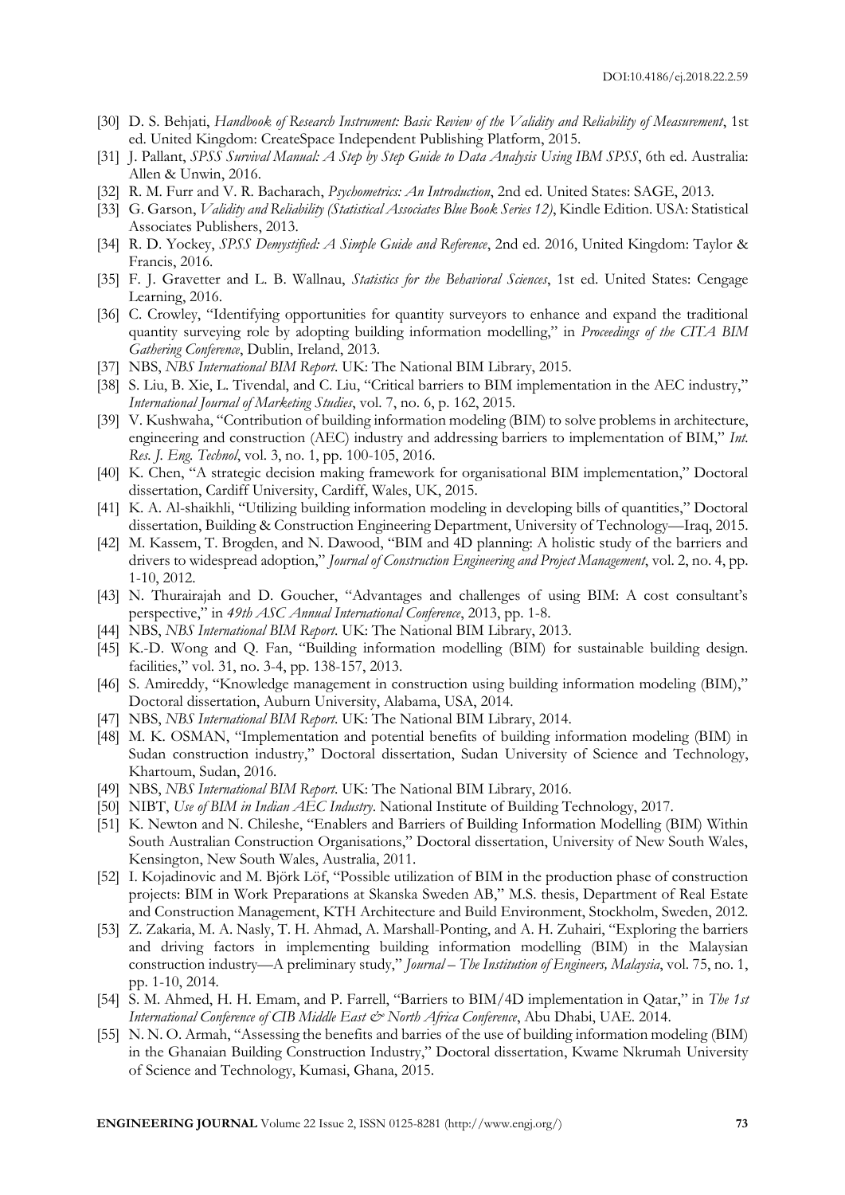[30] D. S. Behjati, *Handbook of Research Instrument: Basic Review of the Validity and Reliability of Measurement*, 1st ed. United Kingdom: CreateSpace Independent Publishing Platform, 2015.

[31] J. Pallant, *SPSS Survival Manual: A Step by Step Guide to Data Analysis Using IBM SPSS*, 6th ed. Australia: Allen & Unwin, 2016.

[32] R. M. Furr and V. R. Bacharach, *Psychometrics: An Introduction*, 2nd ed. United States: SAGE, 2013.

[33] G. Garson, *Validity and Reliability (Statistical Associates Blue Book Series 12)*, Kindle Edition. USA: Statistical Associates Publishers, 2013.

[34] R. D. Yockey, *SPSS Demystified: A Simple Guide and Reference*, 2nd ed. 2016, United Kingdom: Taylor & Francis, 2016.

[35] F. J. Gravetter and L. B. Wallnau, *Statistics for the Behavioral Sciences*, 1st ed. United States: Cengage Learning, 2016.

[36] C. Crowley, "Identifying opportunities for quantity surveyors to enhance and expand the traditional quantity surveying role by adopting building information modelling," in *Proceedings of the CITA BIM Gathering Conference*, Dublin, Ireland, 2013.

[37] NBS, *NBS International BIM Report*. UK: The National BIM Library, 2015.

[38] S. Liu, B. Xie, L. Tivendal, and C. Liu, "Critical barriers to BIM implementation in the AEC industry," *International Journal of Marketing Studies*, vol. 7, no. 6, p. 162, 2015.

[39] V. Kushwaha, "Contribution of building information modeling (BIM) to solve problems in architecture, engineering and construction (AEC) industry and addressing barriers to implementation of BIM," *Int. Res. J. Eng. Technol*, vol. 3, no. 1, pp. 100-105, 2016.

[40] K. Chen, "A strategic decision making framework for organisational BIM implementation," Doctoral dissertation, Cardiff University, Cardiff, Wales, UK, 2015.

[41] K. A. Al-shaikhli, "Utilizing building information modeling in developing bills of quantities," Doctoral dissertation, Building & Construction Engineering Department, University of Technology—Iraq, 2015.

[42] M. Kassem, T. Brogden, and N. Dawood, "BIM and 4D planning: A holistic study of the barriers and drivers to widespread adoption," *Journal of Construction Engineering and Project Management*, vol. 2, no. 4, pp. 1-10, 2012.

[43] N. Thurairajah and D. Goucher, "Advantages and challenges of using BIM: A cost consultant's perspective," in *49th ASC Annual International Conference*, 2013, pp. 1-8.

[44] NBS, *NBS International BIM Report*. UK: The National BIM Library, 2013.

[45] K.-D. Wong and Q. Fan, "Building information modelling (BIM) for sustainable building design. facilities," vol. 31, no. 3-4, pp. 138-157, 2013.

[46] S. Amireddy, "Knowledge management in construction using building information modeling (BIM)," Doctoral dissertation, Auburn University, Alabama, USA, 2014.

[47] NBS, *NBS International BIM Report*. UK: The National BIM Library, 2014.

[48] M. K. OSMAN, "Implementation and potential benefits of building information modeling (BIM) in Sudan construction industry," Doctoral dissertation, Sudan University of Science and Technology, Khartoum, Sudan, 2016.

[49] NBS, *NBS International BIM Report*. UK: The National BIM Library, 2016.

[50] NIBT, *Use of BIM in Indian AEC Industry*. National Institute of Building Technology, 2017.

[51] K. Newton and N. Chileshe, "Enablers and Barriers of Building Information Modelling (BIM) Within South Australian Construction Organisations," Doctoral dissertation, University of New South Wales, Kensington, New South Wales, Australia, 2011.

[52] I. Kojadinovic and M. Björk Löf, "Possible utilization of BIM in the production phase of construction projects: BIM in Work Preparations at Skanska Sweden AB," M.S. thesis, Department of Real Estate and Construction Management, KTH Architecture and Build Environment, Stockholm, Sweden, 2012.

[53] Z. Zakaria, M. A. Nasly, T. H. Ahmad, A. Marshall-Ponting, and A. H. Zuhairi, "Exploring the barriers and driving factors in implementing building information modelling (BIM) in the Malaysian construction industry—A preliminary study," *Journal – The Institution of Engineers, Malaysia*, vol. 75, no. 1, pp. 1-10, 2014.

[54] S. M. Ahmed, H. H. Emam, and P. Farrell, "Barriers to BIM/4D implementation in Qatar," in *The 1st International Conference of CIB Middle East & North Africa Conference*, Abu Dhabi, UAE. 2014.

[55] N. N. O. Armah, "Assessing the benefits and barries of the use of building information modeling (BIM) in the Ghanaian Building Construction Industry," Doctoral dissertation, Kwame Nkrumah University of Science and Technology, Kumasi, Ghana, 2015.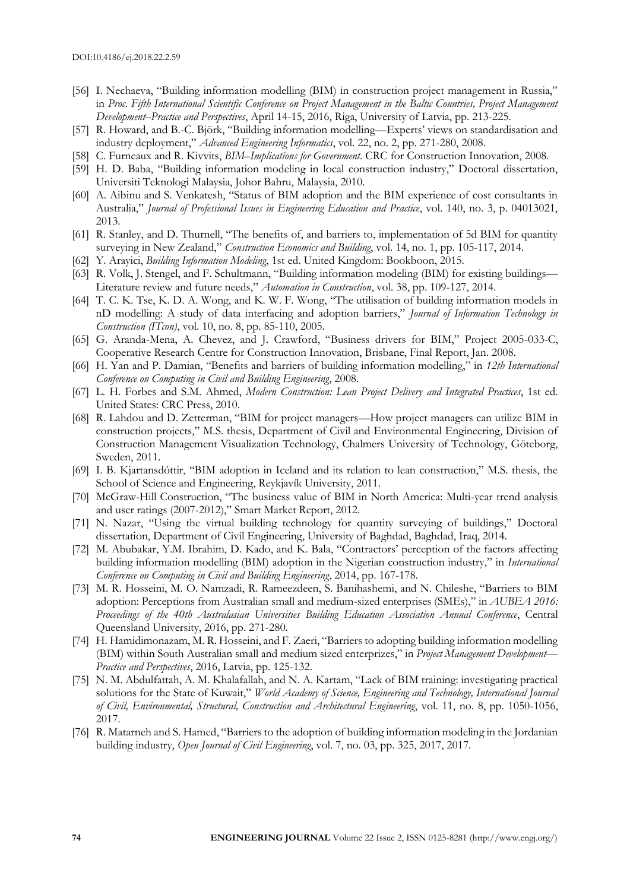[56] I. Nechaeva, "Building information modelling (BIM) in construction project management in Russia," in *Proc. Fifth International Scientific Conference on Project Management in the Baltic Countries, Project Management Development–Practice and Perspectives*, April 14-15, 2016, Riga, University of Latvia, pp. 213-225.

[57] R. Howard, and B.-C. Björk, "Building information modelling—Experts' views on standardisation and industry deployment," *Advanced Engineering Informatics*, vol. 22, no. 2, pp. 271-280, 2008.

[58] C. Furneaux and R. Kivvits, *BIM–Implications for Government*. CRC for Construction Innovation, 2008.

[59] H. D. Baba, "Building information modeling in local construction industry," Doctoral dissertation, Universiti Teknologi Malaysia, Johor Bahru, Malaysia, 2010.

[60] A. Aibinu and S. Venkatesh, "Status of BIM adoption and the BIM experience of cost consultants in Australia," *Journal of Professional Issues in Engineering Education and Practice*, vol. 140, no. 3, p. 04013021, 2013.

[61] R. Stanley, and D. Thurnell, "The benefits of, and barriers to, implementation of 5d BIM for quantity surveying in New Zealand," *Construction Economics and Building*, vol. 14, no. 1, pp. 105-117, 2014.

[62] Y. Arayici, *Building Information Modeling*, 1st ed. United Kingdom: Bookboon, 2015.

[63] R. Volk, J. Stengel, and F. Schultmann, "Building information modeling (BIM) for existing buildings—Literature review and future needs," *Automation in Construction*, vol. 38, pp. 109-127, 2014.

[64] T. C. K. Tse, K. D. A. Wong, and K. W. F. Wong, "The utilisation of building information models in nD modelling: A study of data interfacing and adoption barriers," *Journal of Information Technology in Construction (ITcon)*, vol. 10, no. 8, pp. 85-110, 2005.

[65] G. Aranda-Mena, A. Chevez, and J. Crawford, "Business drivers for BIM," Project 2005-033-C, Cooperative Research Centre for Construction Innovation, Brisbane, Final Report, Jan. 2008.

[66] H. Yan and P. Damian, "Benefits and barriers of building information modelling," in *12th International Conference on Computing in Civil and Building Engineering*, 2008.

[67] L. H. Forbes and S.M. Ahmed, *Modern Construction: Lean Project Delivery and Integrated Practices*, 1st ed. United States: CRC Press, 2010.

[68] R. Lahdou and D. Zetterman, "BIM for project managers—How project managers can utilize BIM in construction projects," M.S. thesis, Department of Civil and Environmental Engineering, Division of Construction Management Visualization Technology, Chalmers University of Technology, Göteborg, Sweden, 2011.

[69] I. B. Kjartansdóttir, "BIM adoption in Iceland and its relation to lean construction," M.S. thesis, the School of Science and Engineering, Reykjavík University, 2011.

[70] McGraw-Hill Construction, "The business value of BIM in North America: Multi-year trend analysis and user ratings (2007-2012)," Smart Market Report, 2012.

[71] N. Nazar, "Using the virtual building technology for quantity surveying of buildings," Doctoral dissertation, Department of Civil Engineering, University of Baghdad, Baghdad, Iraq, 2014.

[72] M. Abubakar, Y.M. Ibrahim, D. Kado, and K. Bala, "Contractors' perception of the factors affecting building information modelling (BIM) adoption in the Nigerian construction industry," in *International Conference on Computing in Civil and Building Engineering*, 2014, pp. 167-178.

[73] M. R. Hosseini, M. O. Namzadi, R. Rameezdeen, S. Banihashemi, and N. Chileshe, "Barriers to BIM adoption: Perceptions from Australian small and medium-sized enterprises (SMEs)," in *AUBEA 2016: Proceedings of the 40th Australasian Universities Building Education Association Annual Conference*, Central Queensland University, 2016, pp. 271-280.

[74] H. Hamidimonazam, M. R. Hosseini, and F. Zaeri, "Barriers to adopting building information modelling (BIM) within South Australian small and medium sized enterprizes," in *Project Management Development—Practice and Perspectives*, 2016, Latvia, pp. 125-132.

[75] N. M. Abdulfattah, A. M. Khalafallah, and N. A. Kartam, "Lack of BIM training: investigating practical solutions for the State of Kuwait," *World Academy of Science, Engineering and Technology, International Journal of Civil, Environmental, Structural, Construction and Architectural Engineering*, vol. 11, no. 8, pp. 1050-1056, 2017.

[76] R. Matarneh and S. Hamed, "Barriers to the adoption of building information modeling in the Jordanian building industry, *Open Journal of Civil Engineering*, vol. 7, no. 03, pp. 325, 2017, 2017.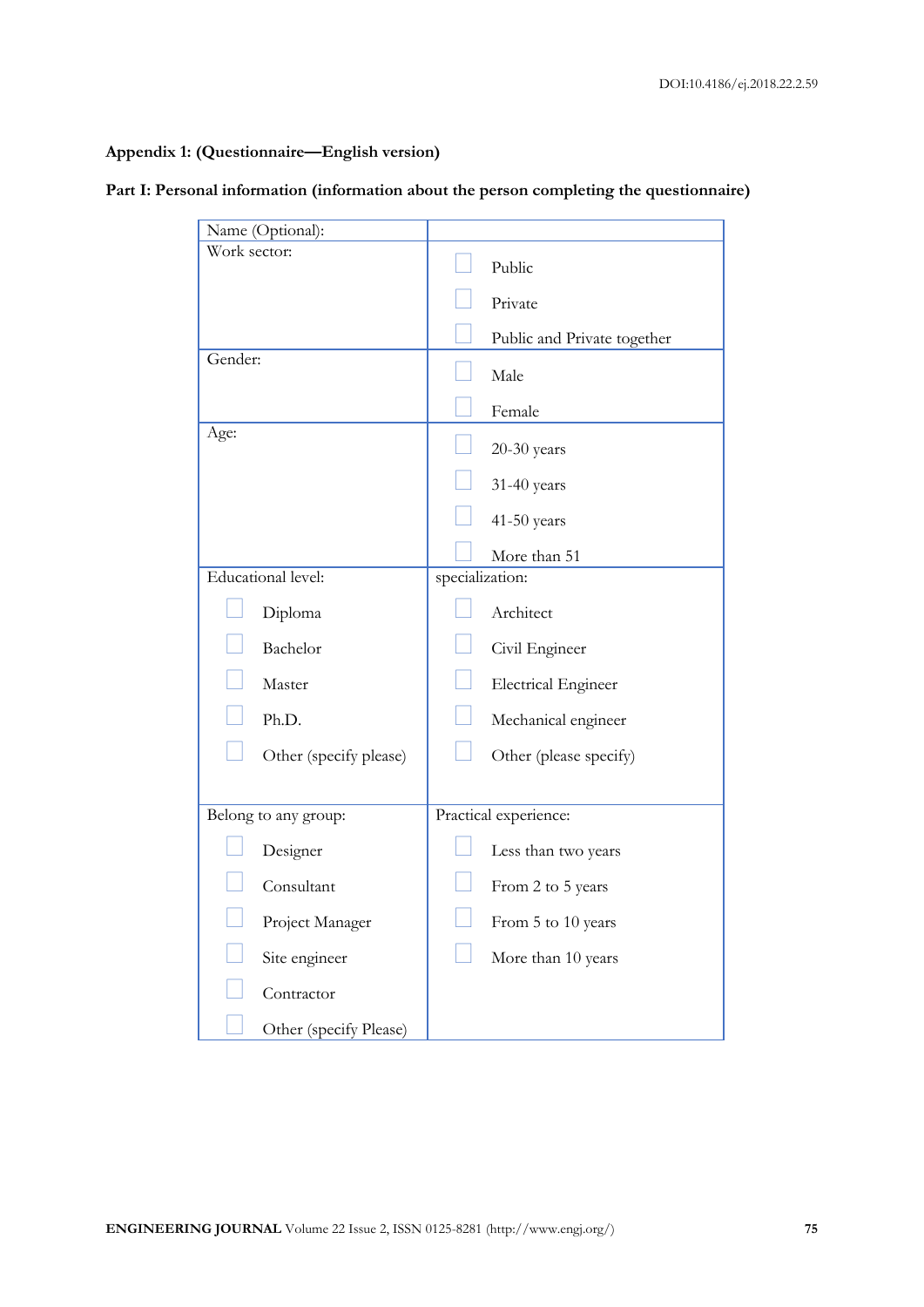**Appendix 1: (Questionnaire—English version)**

**Part I: Personal information (information about the person completing the questionnaire)**

| Name (Optional): | |
|---|---|
| Work sector: | ☐ Public<br>☐ Private<br>☐ Public and Private together |
| Gender: | ☐ Male<br>☐ Female |
| Age: | ☐ 20-30 years<br>☐ 31-40 years<br>☐ 41-50 years<br>☐ More than 51 |
| Educational level:<br>☐ Diploma<br>☐ Bachelor<br>☐ Master<br>☐ Ph.D.<br>☐ Other (specify please) | specialization:<br>☐ Architect<br>☐ Civil Engineer<br>☐ Electrical Engineer<br>☐ Mechanical engineer<br>☐ Other (please specify) |
| Belong to any group:<br>☐ Designer<br>☐ Consultant<br>☐ Project Manager<br>☐ Site engineer<br>☐ Contractor<br>☐ Other (specify Please) | Practical experience:<br>☐ Less than two years<br>☐ From 2 to 5 years<br>☐ From 5 to 10 years<br>☐ More than 10 years |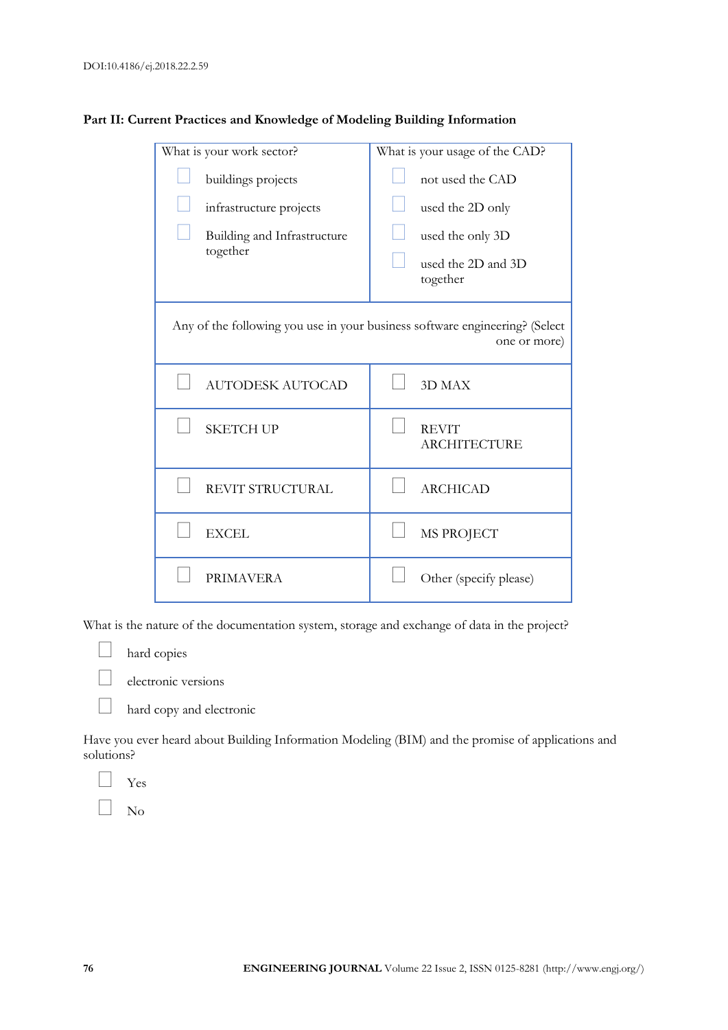**Part II: Current Practices and Knowledge of Modeling Building Information**

| What is your work sector? | What is your usage of the CAD? |
|---|---|
| ☐ buildings projects | ☐ not used the CAD |
| ☐ infrastructure projects | ☐ used the 2D only |
| ☐ Building and Infrastructure together | ☐ used the only 3D |
| | ☐ used the 2D and 3D together |
| Any of the following you use in your business software engineering? (Select one or more) | |
| ☐ AUTODESK AUTOCAD | ☐ 3D MAX |
| ☐ SKETCH UP | ☐ REVIT ARCHITECTURE |
| ☐ REVIT STRUCTURAL | ☐ ARCHICAD |
| ☐ EXCEL | ☐ MS PROJECT |
| ☐ PRIMAVERA | ☐ Other (specify please) |

What is the nature of the documentation system, storage and exchange of data in the project?

- ☐ hard copies
- ☐ electronic versions
- ☐ hard copy and electronic

Have you ever heard about Building Information Modeling (BIM) and the promise of applications and solutions?

- ☐ Yes
- ☐ No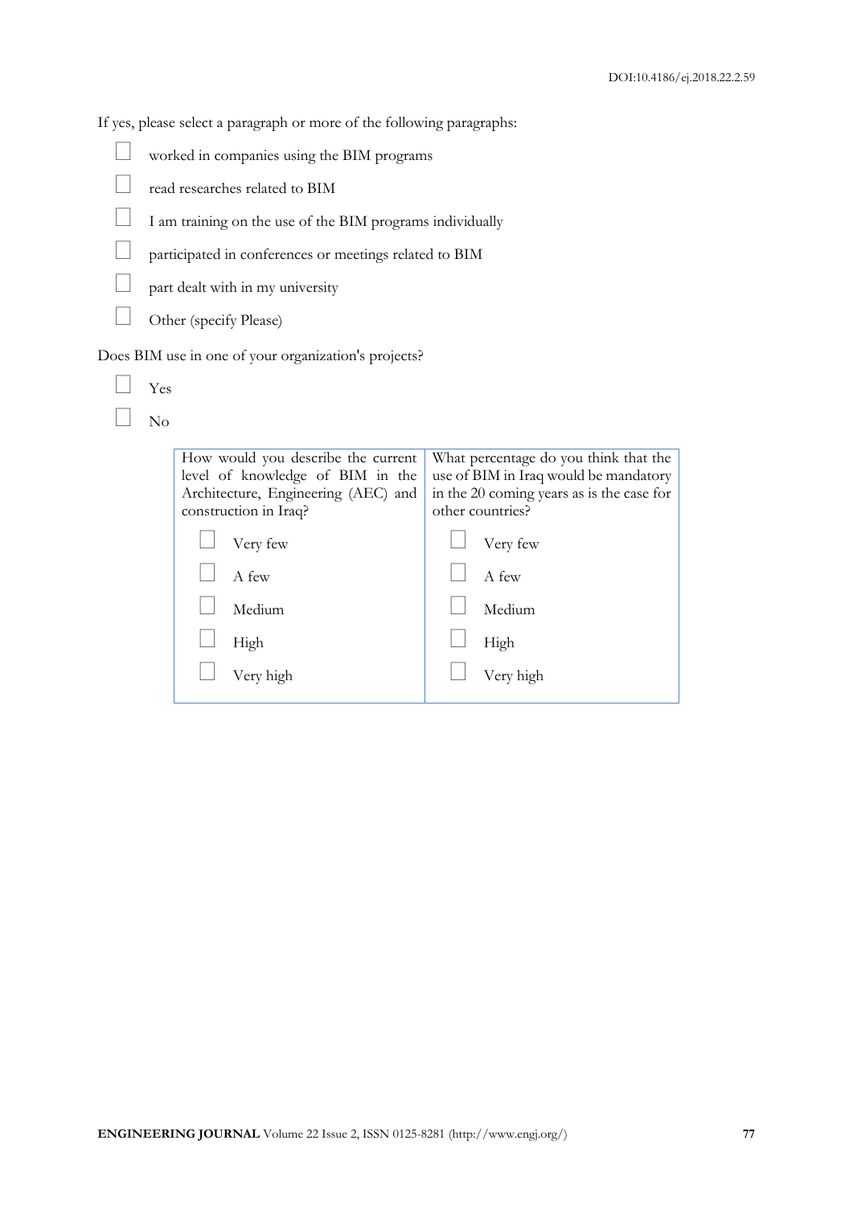If yes, please select a paragraph or more of the following paragraphs:

- ☐ worked in companies using the BIM programs
- ☐ read researches related to BIM
- ☐ I am training on the use of the BIM programs individually
- ☐ participated in conferences or meetings related to BIM
- ☐ part dealt with in my university
- ☐ Other (specify Please)

Does BIM use in one of your organization's projects?

- ☐ Yes
- ☐ No

| How would you describe the current level of knowledge of BIM in the Architecture, Engineering (AEC) and construction in Iraq? | What percentage do you think that the use of BIM in Iraq would be mandatory in the 20 coming years as is the case for other countries? |
|---|---|
| ☐ Very few | ☐ Very few |
| ☐ A few | ☐ A few |
| ☐ Medium | ☐ Medium |
| ☐ High | ☐ High |
| ☐ Very high | ☐ Very high |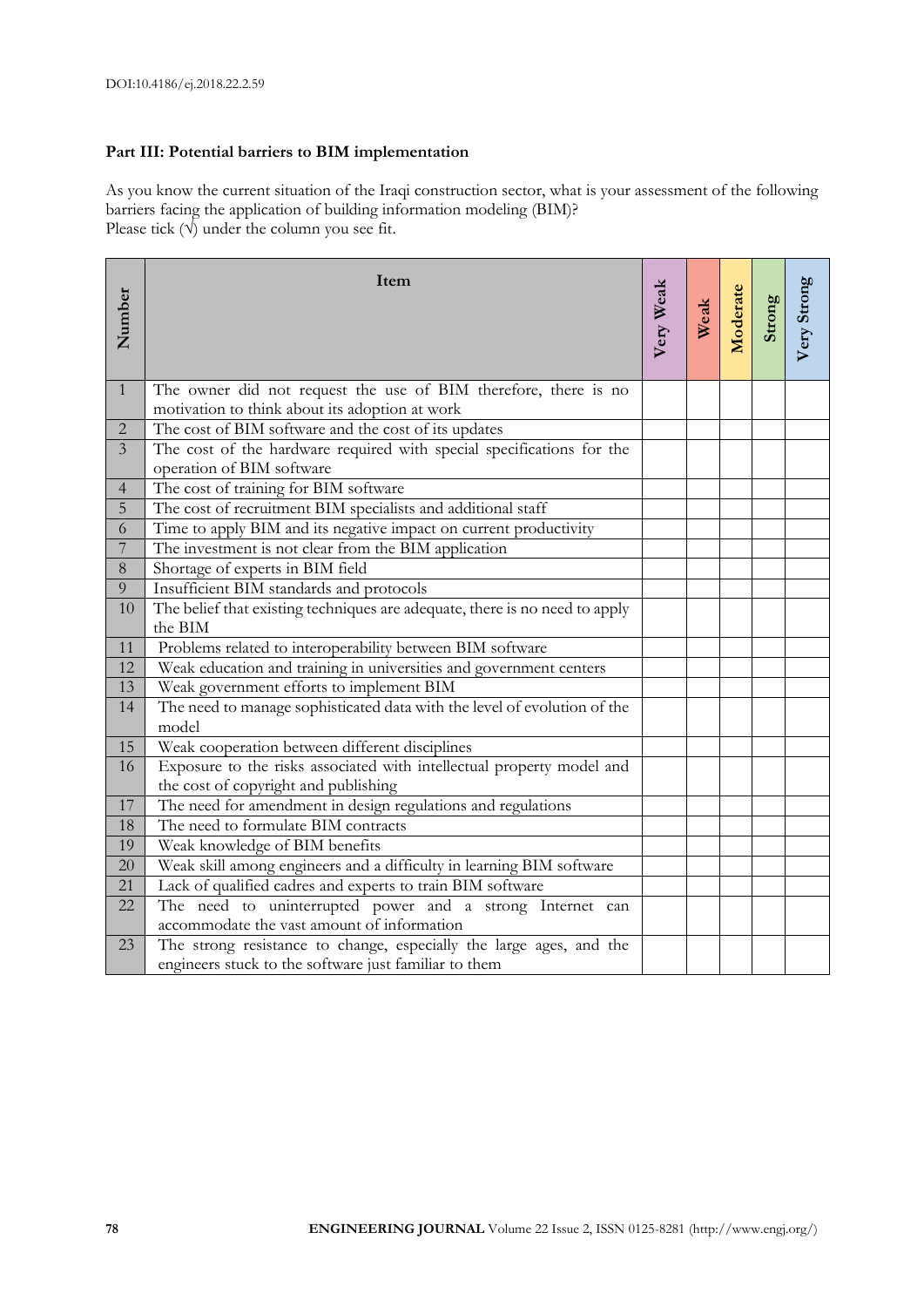### Part III: Potential barriers to BIM implementation

As you know the current situation of the Iraqi construction sector, what is your assessment of the following barriers facing the application of building information modeling (BIM)?
Please tick (√) under the column you see fit.

| Number | Item | Very Weak | Weak | Moderate | Strong | Very Strong |
|---|---|---|---|---|---|---|
| 1 | The owner did not request the use of BIM therefore, there is no motivation to think about its adoption at work | | | | | |
| 2 | The cost of BIM software and the cost of its updates | | | | | |
| 3 | The cost of the hardware required with special specifications for the operation of BIM software | | | | | |
| 4 | The cost of training for BIM software | | | | | |
| 5 | The cost of recruitment BIM specialists and additional staff | | | | | |
| 6 | Time to apply BIM and its negative impact on current productivity | | | | | |
| 7 | The investment is not clear from the BIM application | | | | | |
| 8 | Shortage of experts in BIM field | | | | | |
| 9 | Insufficient BIM standards and protocols | | | | | |
| 10 | The belief that existing techniques are adequate, there is no need to apply the BIM | | | | | |
| 11 | Problems related to interoperability between BIM software | | | | | |
| 12 | Weak education and training in universities and government centers | | | | | |
| 13 | Weak government efforts to implement BIM | | | | | |
| 14 | The need to manage sophisticated data with the level of evolution of the model | | | | | |
| 15 | Weak cooperation between different disciplines | | | | | |
| 16 | Exposure to the risks associated with intellectual property model and the cost of copyright and publishing | | | | | |
| 17 | The need for amendment in design regulations and regulations | | | | | |
| 18 | The need to formulate BIM contracts | | | | | |
| 19 | Weak knowledge of BIM benefits | | | | | |
| 20 | Weak skill among engineers and a difficulty in learning BIM software | | | | | |
| 21 | Lack of qualified cadres and experts to train BIM software | | | | | |
| 22 | The need to uninterrupted power and a strong Internet can accommodate the vast amount of information | | | | | |
| 23 | The strong resistance to change, especially the large ages, and the engineers stuck to the software just familiar to them | | | | | |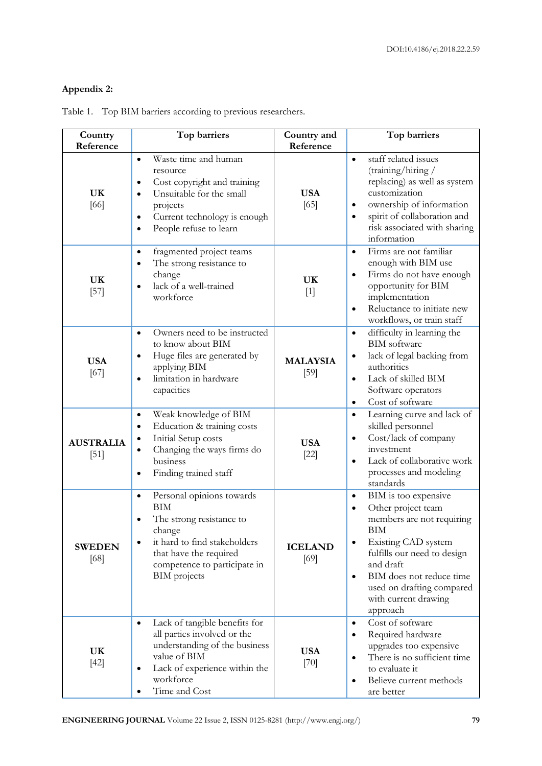**Appendix 2:**

Table 1. Top BIM barriers according to previous researchers.

| Country Reference | Top barriers | Country and Reference | Top barriers |
|---|---|---|---|
| **UK** [66] | • Waste time and human resource<br>• Cost copyright and training<br>• Unsuitable for the small projects<br>• Current technology is enough<br>• People refuse to learn | **USA** [65] | • staff related issues (training/hiring / replacing) as well as system customization<br>• ownership of information<br>• spirit of collaboration and risk associated with sharing information |
| **UK** [57] | • fragmented project teams<br>• The strong resistance to change<br>• lack of a well-trained workforce | **UK** [1] | • Firms are not familiar enough with BIM use<br>• Firms do not have enough opportunity for BIM implementation<br>• Reluctance to initiate new workflows, or train staff |
| **USA** [67] | • Owners need to be instructed to know about BIM<br>• Huge files are generated by applying BIM<br>• limitation in hardware capacities | **MALAYSIA** [59] | • difficulty in learning the BIM software<br>• lack of legal backing from authorities<br>• Lack of skilled BIM Software operators<br>• Cost of software |
| **AUSTRALIA** [51] | • Weak knowledge of BIM<br>• Education & training costs<br>• Initial Setup costs<br>• Changing the ways firms do business<br>• Finding trained staff | **USA** [22] | • Learning curve and lack of skilled personnel<br>• Cost/lack of company investment<br>• Lack of collaborative work processes and modeling standards |
| **SWEDEN** [68] | • Personal opinions towards BIM<br>• The strong resistance to change<br>• it hard to find stakeholders that have the required competence to participate in BIM projects | **ICELAND** [69] | • BIM is too expensive<br>• Other project team members are not requiring BIM<br>• Existing CAD system fulfills our need to design and draft<br>• BIM does not reduce time used on drafting compared with current drawing approach |
| **UK** [42] | • Lack of tangible benefits for all parties involved or the understanding of the business value of BIM<br>• Lack of experience within the workforce<br>• Time and Cost | **USA** [70] | • Cost of software<br>• Required hardware upgrades too expensive<br>• There is no sufficient time to evaluate it<br>• Believe current methods are better |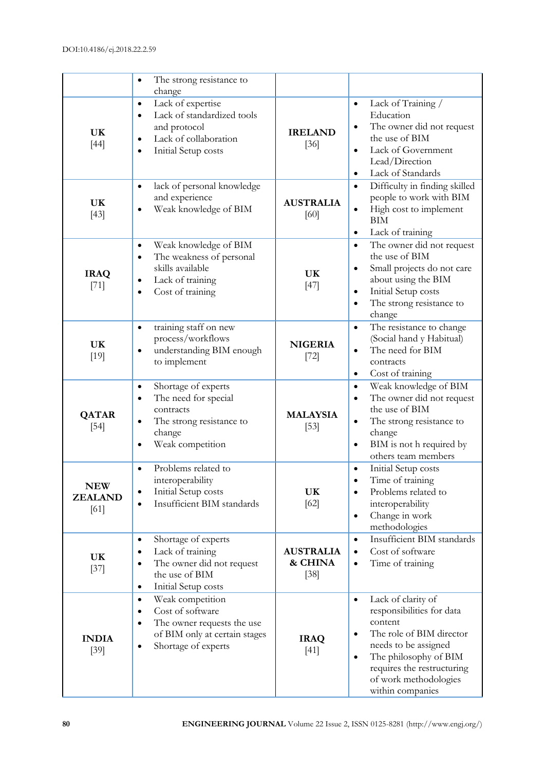| | | | |
|---|---|---|---|
| | • The strong resistance to change | | |
| **UK** [44] | • Lack of expertise<br>• Lack of standardized tools and protocol<br>• Lack of collaboration<br>• Initial Setup costs | **IRELAND** [36] | • Lack of Training / Education<br>• The owner did not request the use of BIM<br>• Lack of Government Lead/Direction<br>• Lack of Standards |
| **UK** [43] | • lack of personal knowledge and experience<br>• Weak knowledge of BIM | **AUSTRALIA** [60] | • Difficulty in finding skilled people to work with BIM<br>• High cost to implement BIM<br>• Lack of training |
| **IRAQ** [71] | • Weak knowledge of BIM<br>• The weakness of personal skills available<br>• Lack of training<br>• Cost of training | **UK** [47] | • The owner did not request the use of BIM<br>• Small projects do not care about using the BIM<br>• Initial Setup costs<br>• The strong resistance to change |
| **UK** [19] | • training staff on new process/workflows<br>• understanding BIM enough to implement | **NIGERIA** [72] | • The resistance to change (Social hand y Habitual)<br>• The need for BIM contracts<br>• Cost of training |
| **QATAR** [54] | • Shortage of experts<br>• The need for special contracts<br>• The strong resistance to change<br>• Weak competition | **MALAYSIA** [53] | • Weak knowledge of BIM<br>• The owner did not request the use of BIM<br>• The strong resistance to change<br>• BIM is not h required by others team members |
| **NEW ZEALAND** [61] | • Problems related to interoperability<br>• Initial Setup costs<br>• Insufficient BIM standards | **UK** [62] | • Initial Setup costs<br>• Time of training<br>• Problems related to interoperability<br>• Change in work methodologies |
| **UK** [37] | • Shortage of experts<br>• Lack of training<br>• The owner did not request the use of BIM<br>• Initial Setup costs | **AUSTRALIA & CHINA** [38] | • Insufficient BIM standards<br>• Cost of software<br>• Time of training |
| **INDIA** [39] | • Weak competition<br>• Cost of software<br>• The owner requests the use of BIM only at certain stages<br>• Shortage of experts | **IRAQ** [41] | • Lack of clarity of responsibilities for data content<br>• The role of BIM director needs to be assigned<br>• The philosophy of BIM requires the restructuring of work methodologies within companies |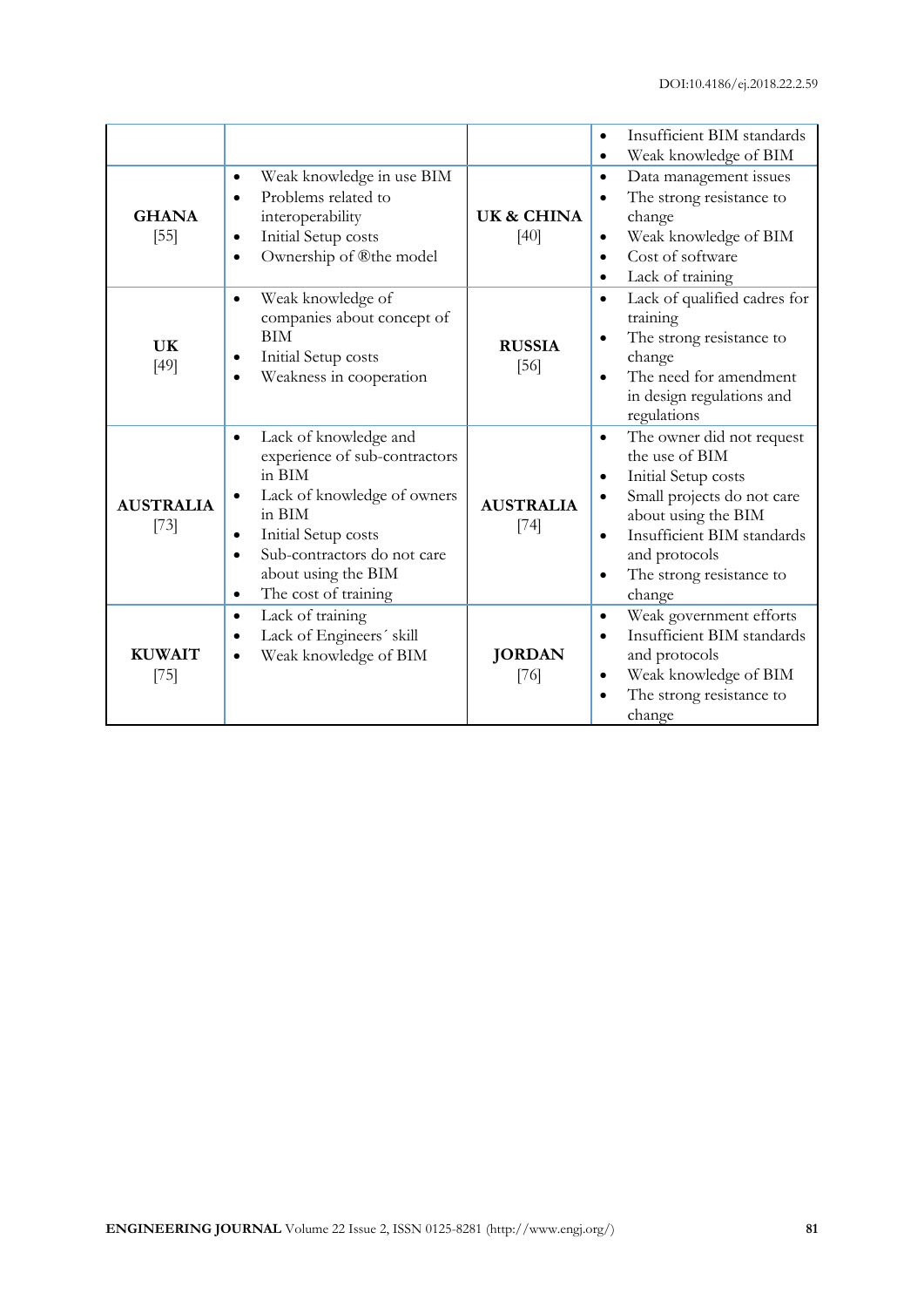| | | | |
|---|---|---|---|
| | | | • Insufficient BIM standards<br>• Weak knowledge of BIM |
| **GHANA** [55] | • Weak knowledge in use BIM<br>• Problems related to interoperability<br>• Initial Setup costs<br>• Ownership of ®the model | **UK & CHINA** [40] | • Data management issues<br>• The strong resistance to change<br>• Weak knowledge of BIM<br>• Cost of software<br>• Lack of training |
| **UK** [49] | • Weak knowledge of companies about concept of BIM<br>• Initial Setup costs<br>• Weakness in cooperation | **RUSSIA** [56] | • Lack of qualified cadres for training<br>• The strong resistance to change<br>• The need for amendment in design regulations and regulations |
| **AUSTRALIA** [73] | • Lack of knowledge and experience of sub-contractors in BIM<br>• Lack of knowledge of owners in BIM<br>• Initial Setup costs<br>• Sub-contractors do not care about using the BIM<br>• The cost of training | **AUSTRALIA** [74] | • The owner did not request the use of BIM<br>• Initial Setup costs<br>• Small projects do not care about using the BIM<br>• Insufficient BIM standards and protocols<br>• The strong resistance to change |
| **KUWAIT** [75] | • Lack of training<br>• Lack of Engineers´ skill<br>• Weak knowledge of BIM | **JORDAN** [76] | • Weak government efforts<br>• Insufficient BIM standards and protocols<br>• Weak knowledge of BIM<br>• The strong resistance to change |